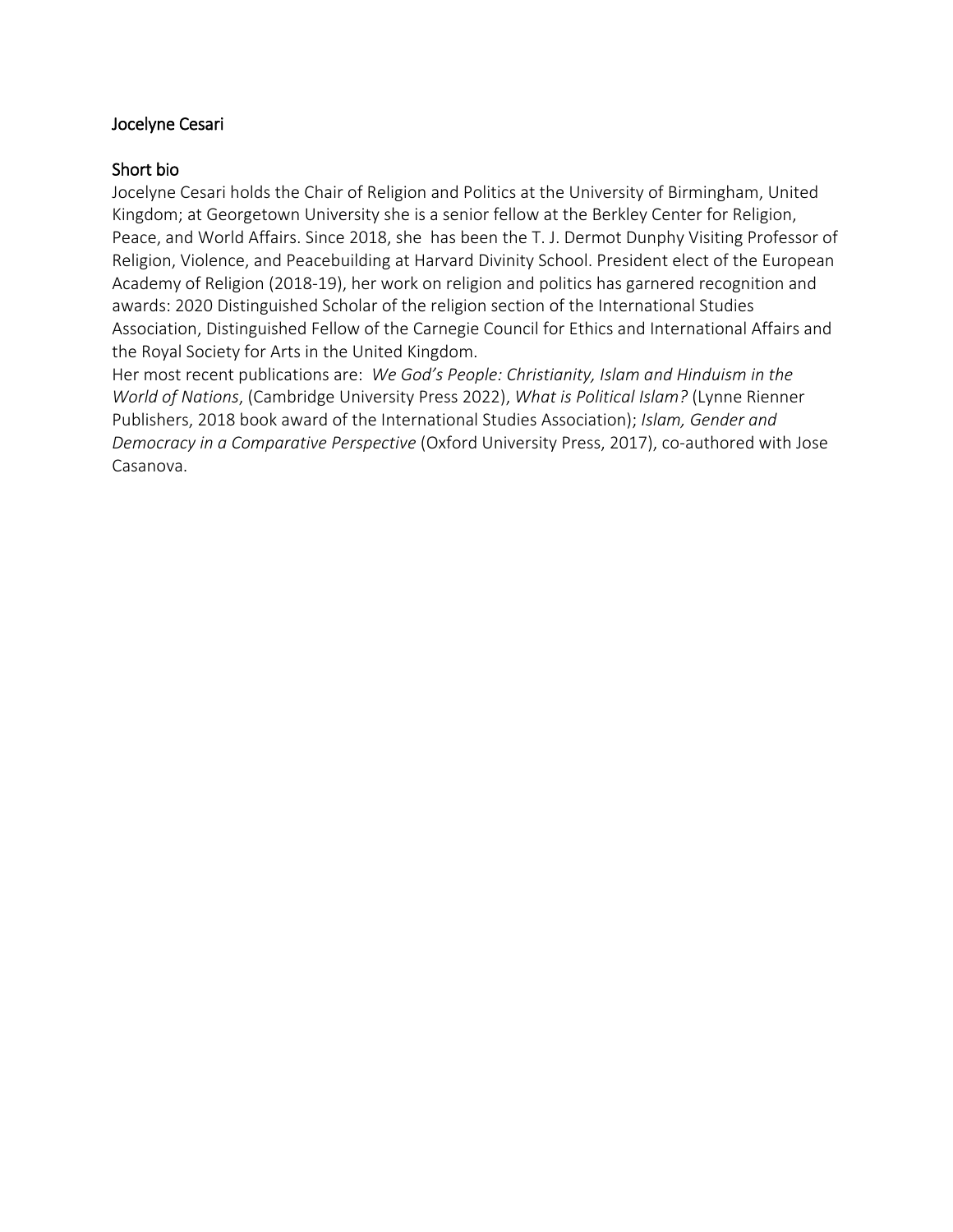# Jocelyne Cesari

## Short bio

Jocelyne Cesari holds the Chair of Religion and Politics at the University of Birmingham, United Kingdom; at Georgetown University she is a senior fellow at the Berkley Center for Religion, Peace, and World Affairs. Since 2018, she  has been the T. J. Dermot Dunphy Visiting Professor of Religion, Violence, and Peacebuilding at Harvard Divinity School. President elect of the European Academy of Religion (2018-19), her work on religion and politics has garnered recognition and awards: 2020 Distinguished Scholar of the religion section of the International Studies Association, Distinguished Fellow of the Carnegie Council for Ethics and International Affairs and the Royal Society for Arts in the United Kingdom.

Her most recent publications are:  *We God's People: Christianity, Islam and Hinduism in the World of Nations*, (Cambridge University Press 2022), *What is Political Islam?* (Lynne Rienner Publishers, 2018 book award of the International Studies Association); *Islam, Gender and Democracy in a Comparative Perspective* (Oxford University Press, 2017), co-authored with Jose Casanova.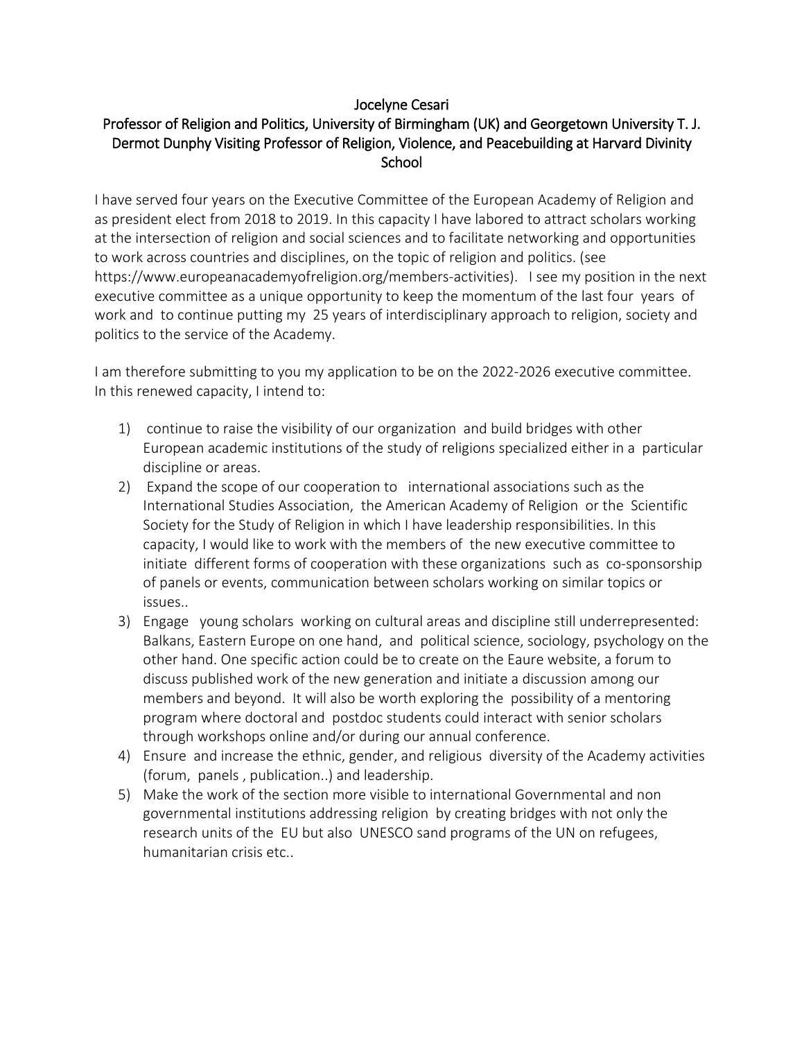## Jocelyne Cesari

## Professor of Religion and Politics, University of Birmingham (UK) and Georgetown University T. J. Dermot Dunphy Visiting Professor of Religion, Violence, and Peacebuilding at Harvard Divinity School

I have served four years on the Executive Committee of the European Academy of Religion and as president elect from 2018 to 2019. In this capacity I have labored to attract scholars working at the intersection of religion and social sciences and to facilitate networking and opportunities to work across countries and disciplines, on the topic of religion and politics. (see https://www.europeanacademyofreligion.org/members-activities). I see my position in the next executive committee as a unique opportunity to keep the momentum of the last four years of work and to continue putting my 25 years of interdisciplinary approach to religion, society and politics to the service of the Academy.

I am therefore submitting to you my application to be on the 2022-2026 executive committee. In this renewed capacity, I intend to:

1) continue to raise the visibility of our organization and build bridges with other European academic institutions of the study of religions specialized either in a particular discipline or areas.
2) Expand the scope of our cooperation to international associations such as the International Studies Association, the American Academy of Religion or the Scientific Society for the Study of Religion in which I have leadership responsibilities. In this capacity, I would like to work with the members of the new executive committee to initiate different forms of cooperation with these organizations such as co-sponsorship of panels or events, communication between scholars working on similar topics or issues..
3) Engage young scholars working on cultural areas and discipline still underrepresented: Balkans, Eastern Europe on one hand, and political science, sociology, psychology on the other hand. One specific action could be to create on the Eaure website, a forum to discuss published work of the new generation and initiate a discussion among our members and beyond. It will also be worth exploring the possibility of a mentoring program where doctoral and postdoc students could interact with senior scholars through workshops online and/or during our annual conference.
4) Ensure and increase the ethnic, gender, and religious diversity of the Academy activities (forum, panels , publication..) and leadership.
5) Make the work of the section more visible to international Governmental and non governmental institutions addressing religion by creating bridges with not only the research units of the EU but also UNESCO sand programs of the UN on refugees, humanitarian crisis etc..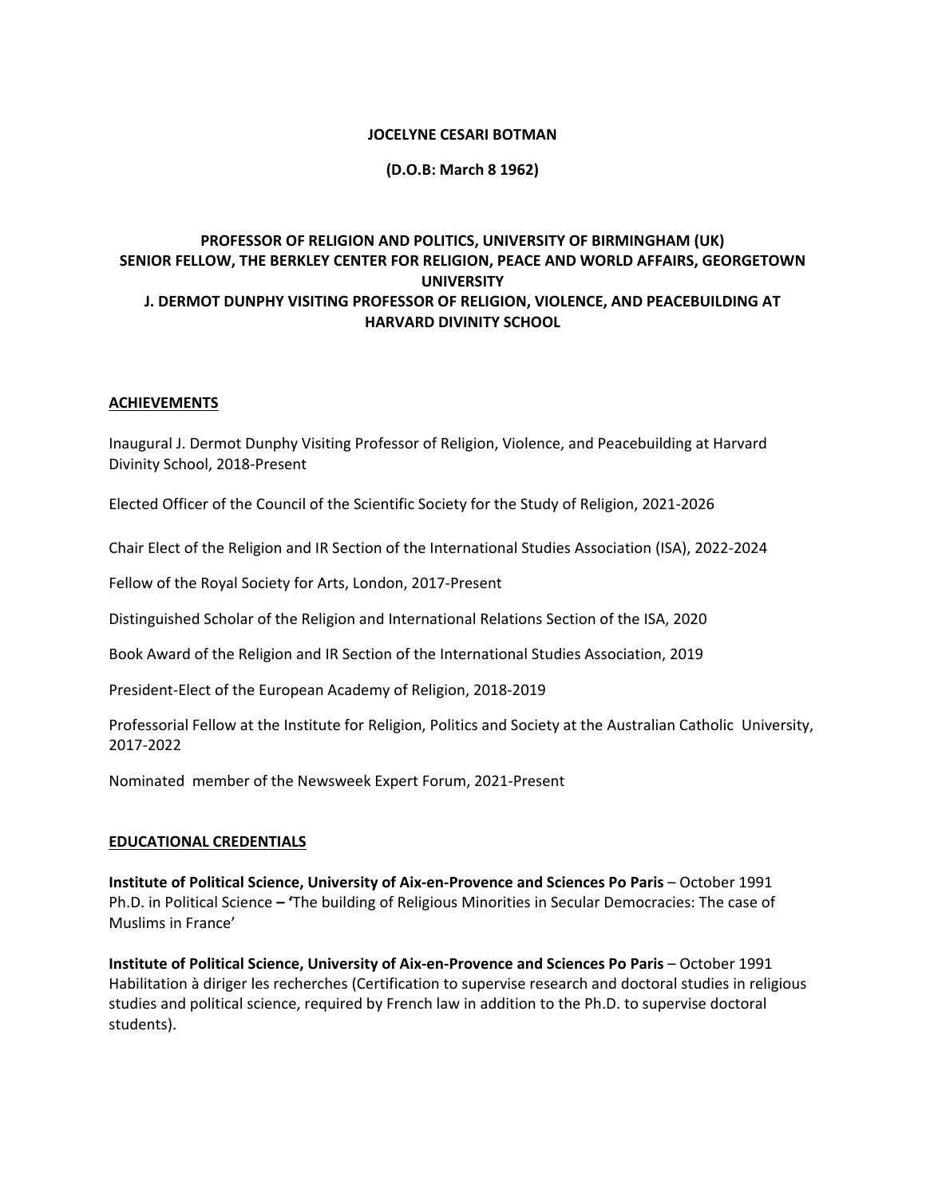**JOCELYNE CESARI BOTMAN**

**(D.O.B: March 8 1962)**

**PROFESSOR OF RELIGION AND POLITICS, UNIVERSITY OF BIRMINGHAM (UK)**
**SENIOR FELLOW, THE BERKLEY CENTER FOR RELIGION, PEACE AND WORLD AFFAIRS, GEORGETOWN UNIVERSITY**
**J. DERMOT DUNPHY VISITING PROFESSOR OF RELIGION, VIOLENCE, AND PEACEBUILDING AT HARVARD DIVINITY SCHOOL**

## ACHIEVEMENTS

Inaugural J. Dermot Dunphy Visiting Professor of Religion, Violence, and Peacebuilding at Harvard Divinity School, 2018-Present

Elected Officer of the Council of the Scientific Society for the Study of Religion, 2021-2026

Chair Elect of the Religion and IR Section of the International Studies Association (ISA), 2022-2024

Fellow of the Royal Society for Arts, London, 2017-Present

Distinguished Scholar of the Religion and International Relations Section of the ISA, 2020

Book Award of the Religion and IR Section of the International Studies Association, 2019

President-Elect of the European Academy of Religion, 2018-2019

Professorial Fellow at the Institute for Religion, Politics and Society at the Australian Catholic University, 2017-2022

Nominated member of the Newsweek Expert Forum, 2021-Present

## EDUCATIONAL CREDENTIALS

**Institute of Political Science, University of Aix-en-Provence and Sciences Po Paris** – October 1991
Ph.D. in Political Science **– '**The building of Religious Minorities in Secular Democracies: The case of Muslims in France'

**Institute of Political Science, University of Aix-en-Provence and Sciences Po Paris** – October 1991
Habilitation à diriger les recherches (Certification to supervise research and doctoral studies in religious studies and political science, required by French law in addition to the Ph.D. to supervise doctoral students).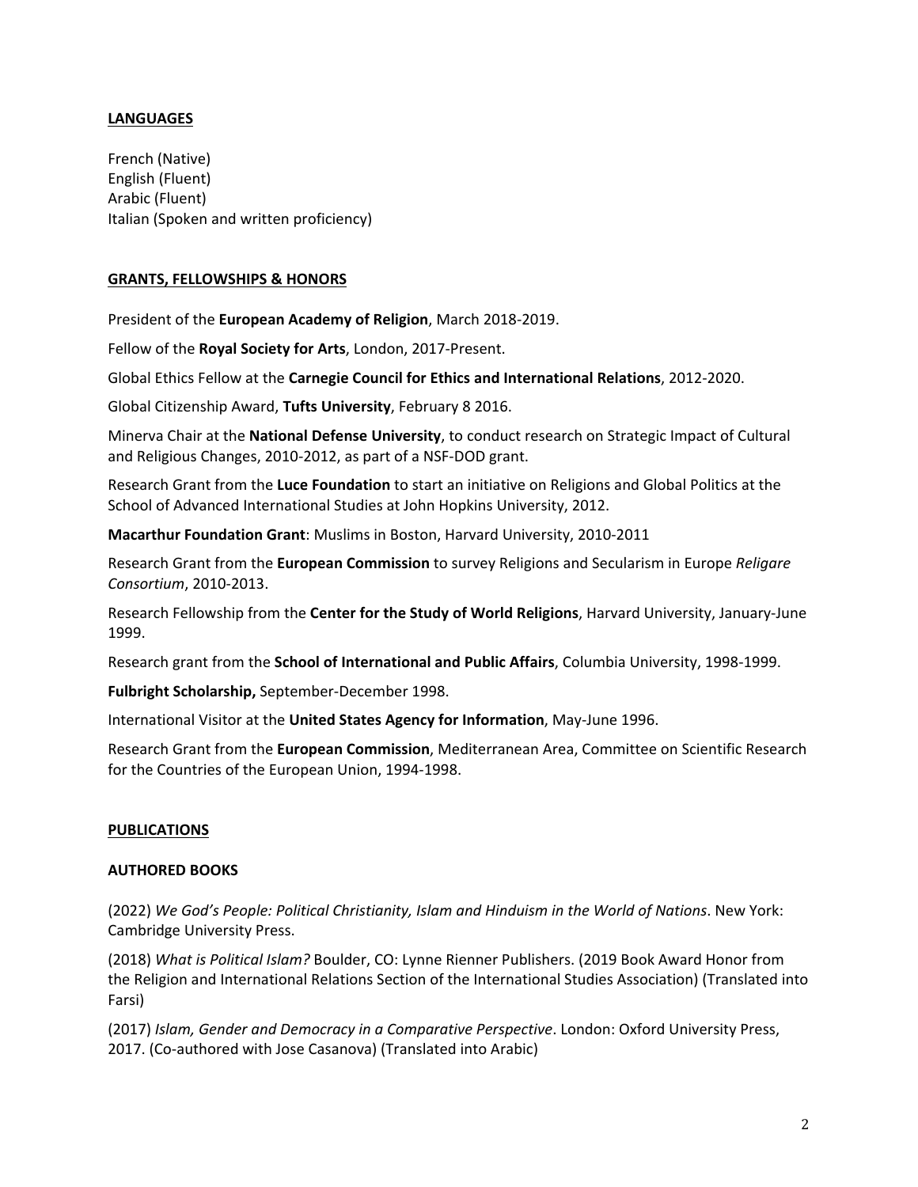## LANGUAGES

French (Native)
English (Fluent)
Arabic (Fluent)
Italian (Spoken and written proficiency)

## GRANTS, FELLOWSHIPS & HONORS

President of the **European Academy of Religion**, March 2018-2019.

Fellow of the **Royal Society for Arts**, London, 2017-Present.

Global Ethics Fellow at the **Carnegie Council for Ethics and International Relations**, 2012-2020.

Global Citizenship Award, **Tufts University**, February 8 2016.

Minerva Chair at the **National Defense University**, to conduct research on Strategic Impact of Cultural and Religious Changes, 2010-2012, as part of a NSF-DOD grant.

Research Grant from the **Luce Foundation** to start an initiative on Religions and Global Politics at the School of Advanced International Studies at John Hopkins University, 2012.

**Macarthur Foundation Grant**: Muslims in Boston, Harvard University, 2010-2011

Research Grant from the **European Commission** to survey Religions and Secularism in Europe *Religare Consortium*, 2010-2013.

Research Fellowship from the **Center for the Study of World Religions**, Harvard University, January-June 1999.

Research grant from the **School of International and Public Affairs**, Columbia University, 1998-1999.

**Fulbright Scholarship,** September-December 1998.

International Visitor at the **United States Agency for Information**, May-June 1996.

Research Grant from the **European Commission**, Mediterranean Area, Committee on Scientific Research for the Countries of the European Union, 1994-1998.

## PUBLICATIONS

### AUTHORED BOOKS

(2022) *We God's People: Political Christianity, Islam and Hinduism in the World of Nations*. New York: Cambridge University Press.

(2018) *What is Political Islam?* Boulder, CO: Lynne Rienner Publishers. (2019 Book Award Honor from the Religion and International Relations Section of the International Studies Association) (Translated into Farsi)

(2017) *Islam, Gender and Democracy in a Comparative Perspective*. London: Oxford University Press, 2017. (Co-authored with Jose Casanova) (Translated into Arabic)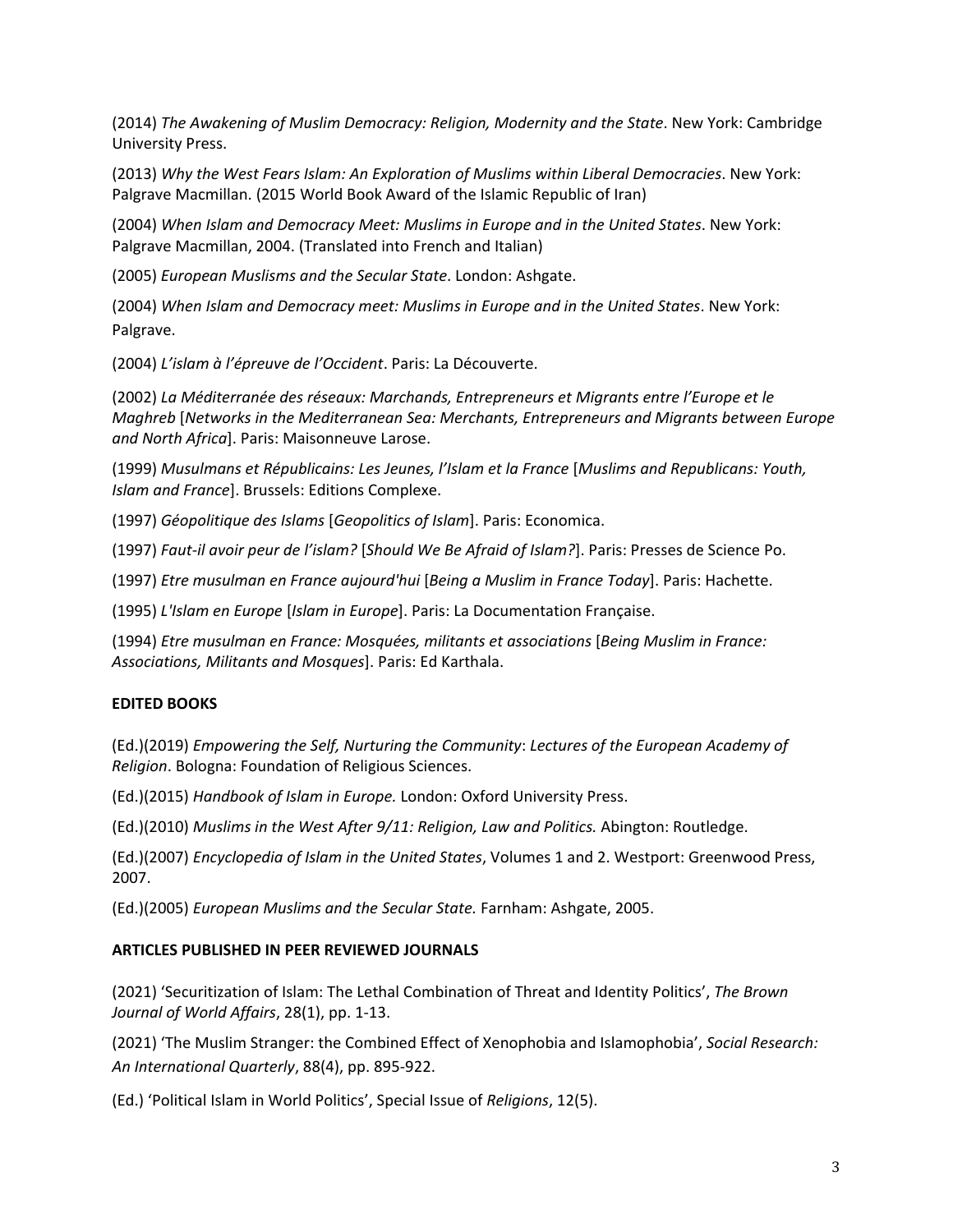(2014) *The Awakening of Muslim Democracy: Religion, Modernity and the State*. New York: Cambridge University Press.

(2013) *Why the West Fears Islam: An Exploration of Muslims within Liberal Democracies*. New York: Palgrave Macmillan. (2015 World Book Award of the Islamic Republic of Iran)

(2004) *When Islam and Democracy Meet: Muslims in Europe and in the United States*. New York: Palgrave Macmillan, 2004. (Translated into French and Italian)

(2005) *European Muslisms and the Secular State*. London: Ashgate.

(2004) *When Islam and Democracy meet: Muslims in Europe and in the United States*. New York: Palgrave.

(2004) *L'islam à l'épreuve de l'Occident*. Paris: La Découverte.

(2002) *La Méditerranée des réseaux: Marchands, Entrepreneurs et Migrants entre l'Europe et le Maghreb* [*Networks in the Mediterranean Sea: Merchants, Entrepreneurs and Migrants between Europe and North Africa*]. Paris: Maisonneuve Larose.

(1999) *Musulmans et Républicains: Les Jeunes, l'Islam et la France* [*Muslims and Republicans: Youth, Islam and France*]. Brussels: Editions Complexe.

(1997) *Géopolitique des Islams* [*Geopolitics of Islam*]. Paris: Economica.

(1997) *Faut-il avoir peur de l'islam?* [*Should We Be Afraid of Islam?*]. Paris: Presses de Science Po.

(1997) *Etre musulman en France aujourd'hui* [*Being a Muslim in France Today*]. Paris: Hachette.

(1995) *L'Islam en Europe* [*Islam in Europe*]. Paris: La Documentation Française.

(1994) *Etre musulman en France: Mosquées, militants et associations* [*Being Muslim in France: Associations, Militants and Mosques*]. Paris: Ed Karthala.

**EDITED BOOKS**

(Ed.)(2019) *Empowering the Self, Nurturing the Community*: *Lectures of the European Academy of Religion*. Bologna: Foundation of Religious Sciences.

(Ed.)(2015) *Handbook of Islam in Europe.* London: Oxford University Press.

(Ed.)(2010) *Muslims in the West After 9/11: Religion, Law and Politics.* Abington: Routledge.

(Ed.)(2007) *Encyclopedia of Islam in the United States*, Volumes 1 and 2. Westport: Greenwood Press, 2007.

(Ed.)(2005) *European Muslims and the Secular State.* Farnham: Ashgate, 2005.

**ARTICLES PUBLISHED IN PEER REVIEWED JOURNALS**

(2021) 'Securitization of Islam: The Lethal Combination of Threat and Identity Politics', *The Brown Journal of World Affairs*, 28(1), pp. 1-13.

(2021) 'The Muslim Stranger: the Combined Effect of Xenophobia and Islamophobia', *Social Research: An International Quarterly*, 88(4), pp. 895-922.

(Ed.) 'Political Islam in World Politics', Special Issue of *Religions*, 12(5).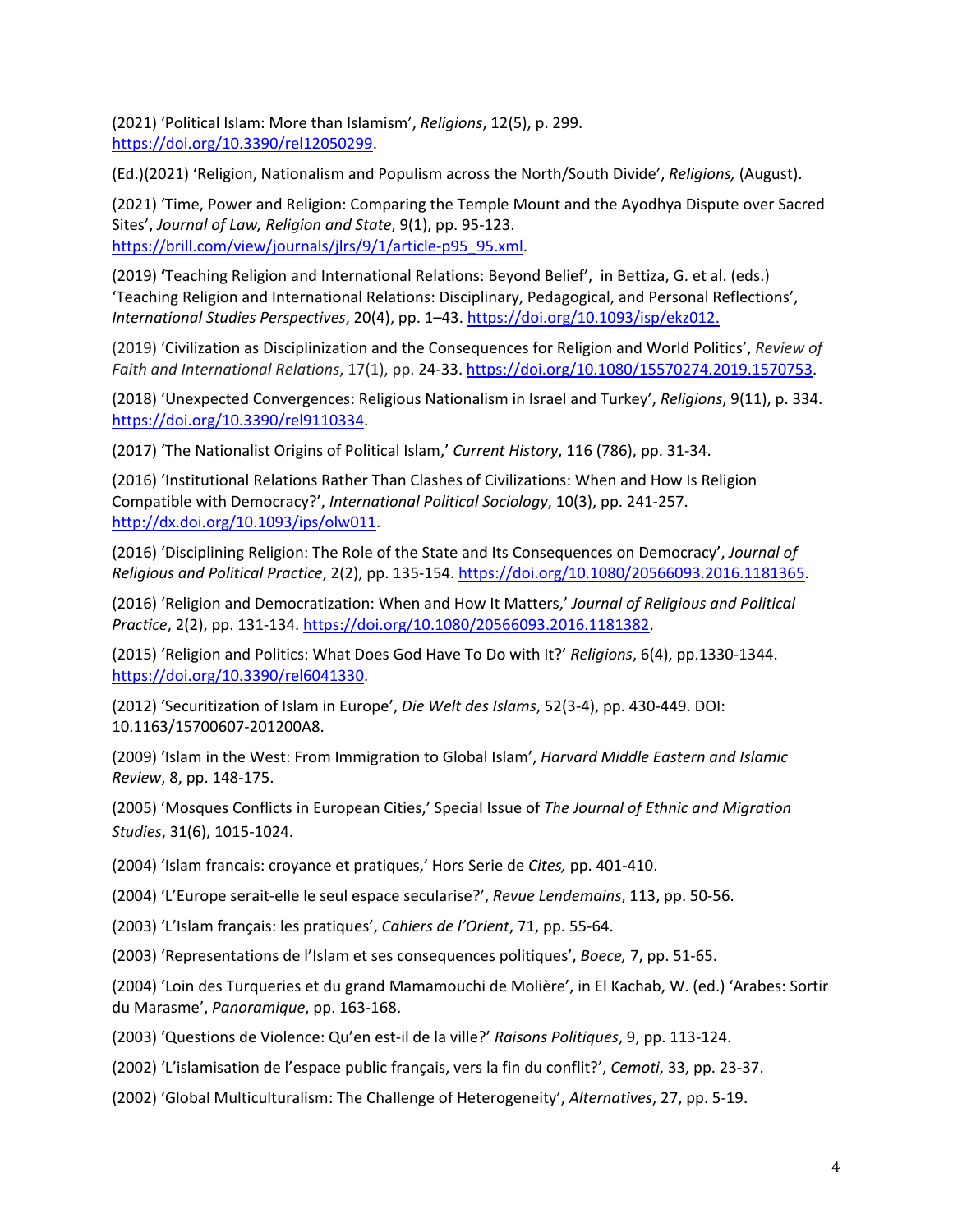(2021) 'Political Islam: More than Islamism', *Religions*, 12(5), p. 299. https://doi.org/10.3390/rel12050299.

(Ed.)(2021) 'Religion, Nationalism and Populism across the North/South Divide', *Religions,* (August).

(2021) 'Time, Power and Religion: Comparing the Temple Mount and the Ayodhya Dispute over Sacred Sites', *Journal of Law, Religion and State*, 9(1), pp. 95-123. https://brill.com/view/journals/jlrs/9/1/article-p95_95.xml.

(2019) **'**Teaching Religion and International Relations: Beyond Belief', in Bettiza, G. et al. (eds.) 'Teaching Religion and International Relations: Disciplinary, Pedagogical, and Personal Reflections', *International Studies Perspectives*, 20(4), pp. 1–43. https://doi.org/10.1093/isp/ekz012.

(2019) 'Civilization as Disciplinization and the Consequences for Religion and World Politics', *Review of Faith and International Relations*, 17(1), pp. 24-33. https://doi.org/10.1080/15570274.2019.1570753.

(2018) 'Unexpected Convergences: Religious Nationalism in Israel and Turkey', *Religions*, 9(11), p. 334. https://doi.org/10.3390/rel9110334.

(2017) 'The Nationalist Origins of Political Islam,' *Current History*, 116 (786), pp. 31-34.

(2016) 'Institutional Relations Rather Than Clashes of Civilizations: When and How Is Religion Compatible with Democracy?', *International Political Sociology*, 10(3), pp. 241-257. http://dx.doi.org/10.1093/ips/olw011.

(2016) 'Disciplining Religion: The Role of the State and Its Consequences on Democracy', *Journal of Religious and Political Practice*, 2(2), pp. 135-154. https://doi.org/10.1080/20566093.2016.1181365.

(2016) 'Religion and Democratization: When and How It Matters,' *Journal of Religious and Political Practice*, 2(2), pp. 131-134. https://doi.org/10.1080/20566093.2016.1181382.

(2015) 'Religion and Politics: What Does God Have To Do with It?' *Religions*, 6(4), pp.1330-1344. https://doi.org/10.3390/rel6041330.

(2012) 'Securitization of Islam in Europe', *Die Welt des Islams*, 52(3-4), pp. 430-449. DOI: 10.1163/15700607-201200A8.

(2009) 'Islam in the West: From Immigration to Global Islam', *Harvard Middle Eastern and Islamic Review*, 8, pp. 148-175.

(2005) 'Mosques Conflicts in European Cities,' Special Issue of *The Journal of Ethnic and Migration Studies*, 31(6), 1015-1024.

(2004) 'Islam francais: croyance et pratiques,' Hors Serie de *Cites,* pp. 401-410.

(2004) 'L'Europe serait-elle le seul espace secularise?', *Revue Lendemains*, 113, pp. 50-56.

(2003) 'L'Islam français: les pratiques', *Cahiers de l'Orient*, 71, pp. 55-64.

(2003) 'Representations de l'Islam et ses consequences politiques', *Boece,* 7, pp. 51-65.

(2004) 'Loin des Turqueries et du grand Mamamouchi de Molière', in El Kachab, W. (ed.) 'Arabes: Sortir du Marasme', *Panoramique*, pp. 163-168.

(2003) 'Questions de Violence: Qu'en est-il de la ville?' *Raisons Politiques*, 9, pp. 113-124.

(2002) 'L'islamisation de l'espace public français, vers la fin du conflit?', *Cemoti*, 33, pp. 23-37.

(2002) 'Global Multiculturalism: The Challenge of Heterogeneity', *Alternatives*, 27, pp. 5-19.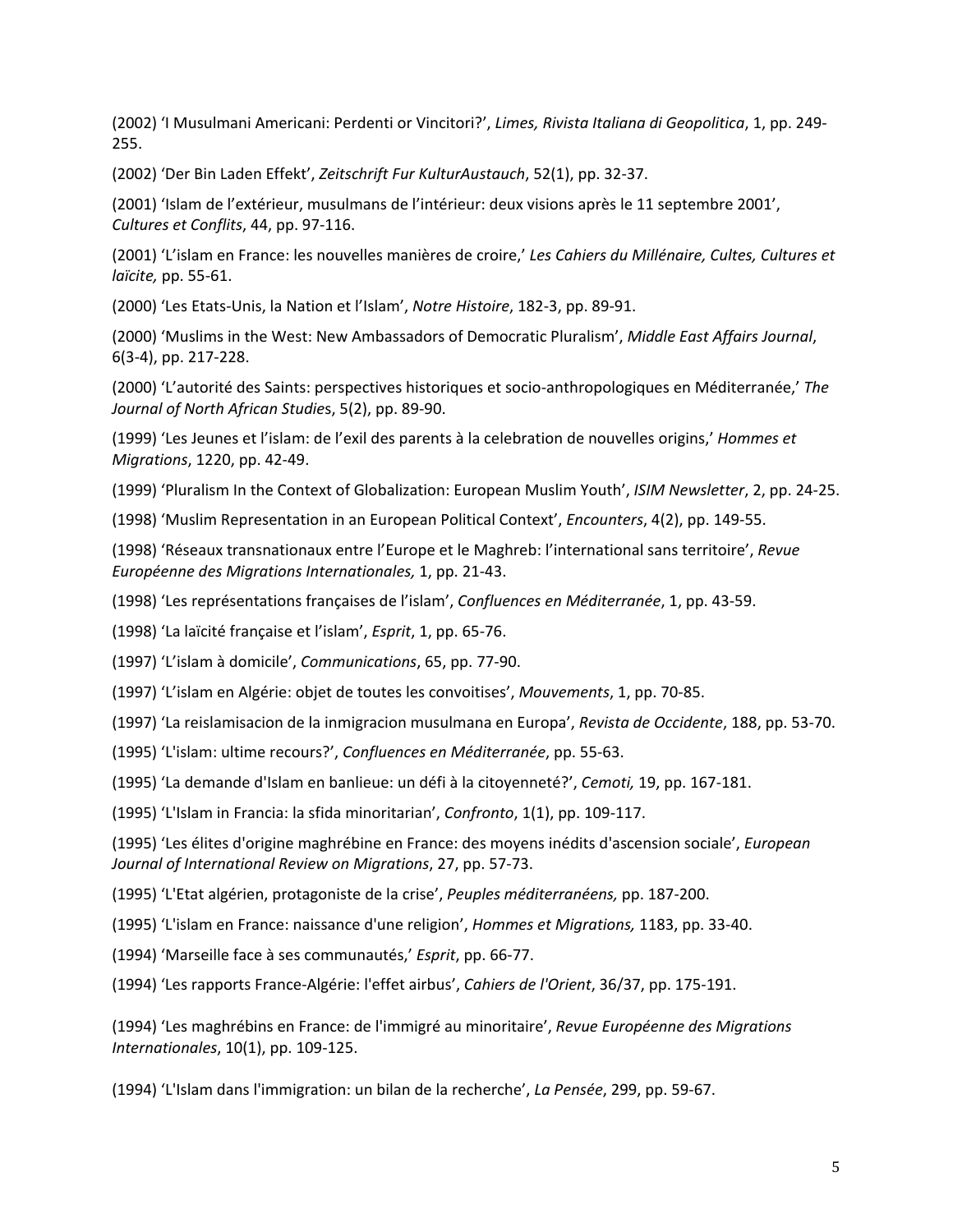(2002) 'I Musulmani Americani: Perdenti or Vincitori?', *Limes, Rivista Italiana di Geopolitica*, 1, pp. 249-255.

(2002) 'Der Bin Laden Effekt', *Zeitschrift Fur KulturAustauch*, 52(1), pp. 32-37.

(2001) 'Islam de l'extérieur, musulmans de l'intérieur: deux visions après le 11 septembre 2001', *Cultures et Conflits*, 44, pp. 97-116.

(2001) 'L'islam en France: les nouvelles manières de croire,' *Les Cahiers du Millénaire, Cultes, Cultures et laïcite,* pp. 55-61.

(2000) 'Les Etats-Unis, la Nation et l'Islam', *Notre Histoire*, 182-3, pp. 89-91.

(2000) 'Muslims in the West: New Ambassadors of Democratic Pluralism', *Middle East Affairs Journal*, 6(3-4), pp. 217-228.

(2000) 'L'autorité des Saints: perspectives historiques et socio-anthropologiques en Méditerranée,' *The Journal of North African Studies*, 5(2), pp. 89-90.

(1999) 'Les Jeunes et l'islam: de l'exil des parents à la celebration de nouvelles origins,' *Hommes et Migrations*, 1220, pp. 42-49.

(1999) 'Pluralism In the Context of Globalization: European Muslim Youth', *ISIM Newsletter*, 2, pp. 24-25.

(1998) 'Muslim Representation in an European Political Context', *Encounters*, 4(2), pp. 149-55.

(1998) 'Réseaux transnationaux entre l'Europe et le Maghreb: l'international sans territoire', *Revue Européenne des Migrations Internationales,* 1, pp. 21-43.

(1998) 'Les représentations françaises de l'islam', *Confluences en Méditerranée*, 1, pp. 43-59.

(1998) 'La laïcité française et l'islam', *Esprit*, 1, pp. 65-76.

(1997) 'L'islam à domicile', *Communications*, 65, pp. 77-90.

(1997) 'L'islam en Algérie: objet de toutes les convoitises', *Mouvements*, 1, pp. 70-85.

(1997) 'La reislamisacion de la inmigracion musulmana en Europa', *Revista de Occidente*, 188, pp. 53-70.

(1995) 'L'islam: ultime recours?', *Confluences en Méditerranée*, pp. 55-63.

(1995) 'La demande d'Islam en banlieue: un défi à la citoyenneté?', *Cemoti,* 19, pp. 167-181.

(1995) 'L'Islam in Francia: la sfida minoritarian', *Confronto*, 1(1), pp. 109-117.

(1995) 'Les élites d'origine maghrébine en France: des moyens inédits d'ascension sociale', *European Journal of International Review on Migrations*, 27, pp. 57-73.

(1995) 'L'Etat algérien, protagoniste de la crise', *Peuples méditerranéens,* pp. 187-200.

(1995) 'L'islam en France: naissance d'une religion', *Hommes et Migrations,* 1183, pp. 33-40.

(1994) 'Marseille face à ses communautés,' *Esprit*, pp. 66-77.

(1994) 'Les rapports France-Algérie: l'effet airbus', *Cahiers de l'Orient*, 36/37, pp. 175-191.

(1994) 'Les maghrébins en France: de l'immigré au minoritaire', *Revue Européenne des Migrations Internationales*, 10(1), pp. 109-125.

(1994) 'L'Islam dans l'immigration: un bilan de la recherche', *La Pensée*, 299, pp. 59-67.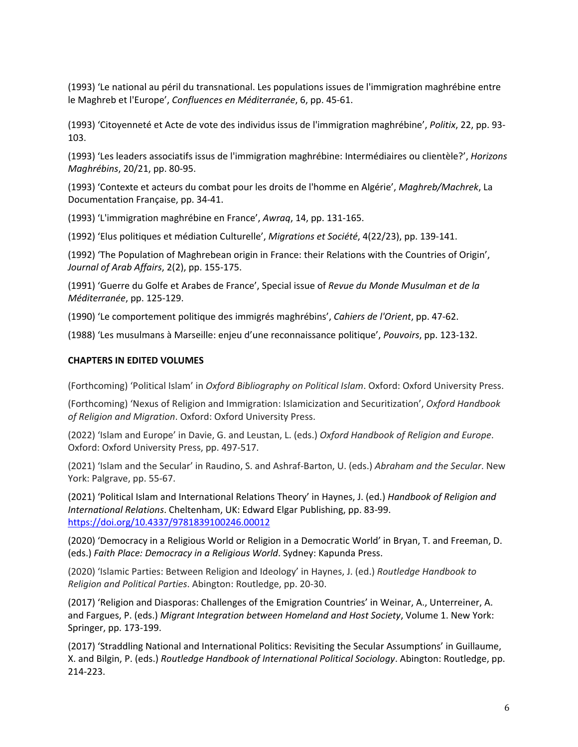(1993) 'Le national au péril du transnational. Les populations issues de l'immigration maghrébine entre le Maghreb et l'Europe', *Confluences en Méditerranée*, 6, pp. 45-61.

(1993) 'Citoyenneté et Acte de vote des individus issus de l'immigration maghrébine', *Politix*, 22, pp. 93-103.

(1993) 'Les leaders associatifs issus de l'immigration maghrébine: Intermédiaires ou clientèle?', *Horizons Maghrébins*, 20/21, pp. 80-95.

(1993) 'Contexte et acteurs du combat pour les droits de l'homme en Algérie', *Maghreb/Machrek*, La Documentation Française, pp. 34-41.

(1993) 'L'immigration maghrébine en France', *Awraq*, 14, pp. 131-165.

(1992) 'Elus politiques et médiation Culturelle', *Migrations et Société*, 4(22/23), pp. 139-141.

(1992) 'The Population of Maghrebean origin in France: their Relations with the Countries of Origin', *Journal of Arab Affairs*, 2(2), pp. 155-175.

(1991) 'Guerre du Golfe et Arabes de France', Special issue of *Revue du Monde Musulman et de la Méditerranée*, pp. 125-129.

(1990) 'Le comportement politique des immigrés maghrébins', *Cahiers de l'Orient*, pp. 47-62.

(1988) 'Les musulmans à Marseille: enjeu d'une reconnaissance politique', *Pouvoirs*, pp. 123-132.

**CHAPTERS IN EDITED VOLUMES**

(Forthcoming) 'Political Islam' in *Oxford Bibliography on Political Islam*. Oxford: Oxford University Press.

(Forthcoming) 'Nexus of Religion and Immigration: Islamicization and Securitization', *Oxford Handbook of Religion and Migration*. Oxford: Oxford University Press.

(2022) 'Islam and Europe' in Davie, G. and Leustan, L. (eds.) *Oxford Handbook of Religion and Europe*. Oxford: Oxford University Press, pp. 497-517.

(2021) 'Islam and the Secular' in Raudino, S. and Ashraf-Barton, U. (eds.) *Abraham and the Secular*. New York: Palgrave, pp. 55-67.

(2021) 'Political Islam and International Relations Theory' in Haynes, J. (ed.) *Handbook of Religion and International Relations*. Cheltenham, UK: Edward Elgar Publishing, pp. 83-99. https://doi.org/10.4337/9781839100246.00012

(2020) 'Democracy in a Religious World or Religion in a Democratic World' in Bryan, T. and Freeman, D. (eds.) *Faith Place: Democracy in a Religious World*. Sydney: Kapunda Press.

(2020) 'Islamic Parties: Between Religion and Ideology' in Haynes, J. (ed.) *Routledge Handbook to Religion and Political Parties*. Abington: Routledge, pp. 20-30.

(2017) 'Religion and Diasporas: Challenges of the Emigration Countries' in Weinar, A., Unterreiner, A. and Fargues, P. (eds.) *Migrant Integration between Homeland and Host Society*, Volume 1. New York: Springer, pp. 173-199.

(2017) 'Straddling National and International Politics: Revisiting the Secular Assumptions' in Guillaume, X. and Bilgin, P. (eds.) *Routledge Handbook of International Political Sociology*. Abington: Routledge, pp. 214-223.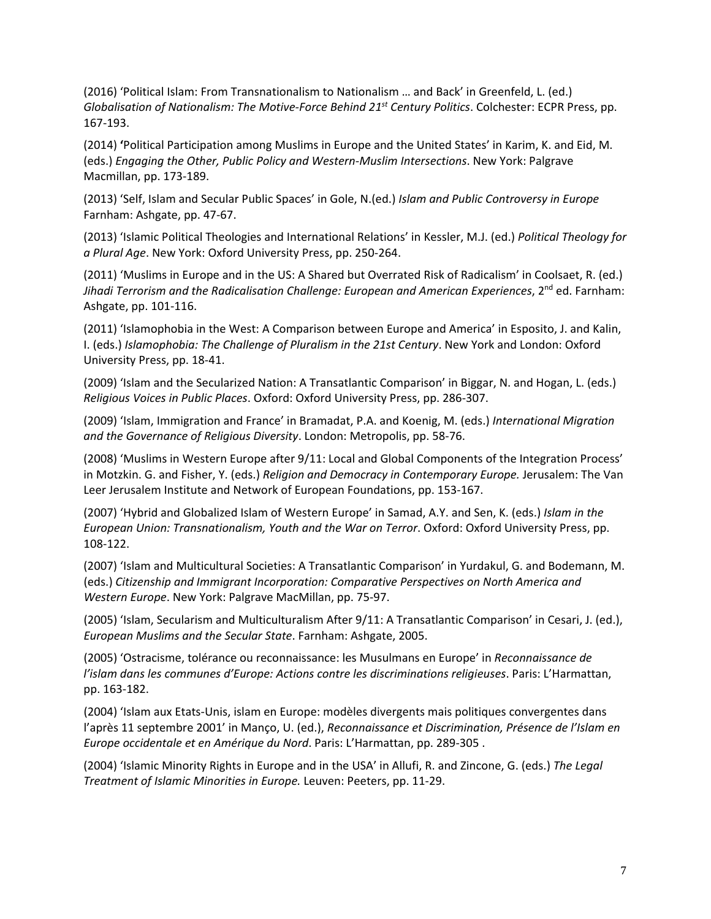(2016) 'Political Islam: From Transnationalism to Nationalism … and Back' in Greenfeld, L. (ed.) *Globalisation of Nationalism: The Motive-Force Behind 21st Century Politics*. Colchester: ECPR Press, pp. 167-193.

(2014) **'**Political Participation among Muslims in Europe and the United States' in Karim, K. and Eid, M. (eds.) *Engaging the Other, Public Policy and Western-Muslim Intersections*. New York: Palgrave Macmillan, pp. 173-189.

(2013) 'Self, Islam and Secular Public Spaces' in Gole, N.(ed.) *Islam and Public Controversy in Europe* Farnham: Ashgate, pp. 47-67.

(2013) 'Islamic Political Theologies and International Relations' in Kessler, M.J. (ed.) *Political Theology for a Plural Age*. New York: Oxford University Press, pp. 250-264.

(2011) 'Muslims in Europe and in the US: A Shared but Overrated Risk of Radicalism' in Coolsaet, R. (ed.) *Jihadi Terrorism and the Radicalisation Challenge: European and American Experiences*, 2nd ed. Farnham: Ashgate, pp. 101-116.

(2011) 'Islamophobia in the West: A Comparison between Europe and America' in Esposito, J. and Kalin, I. (eds.) *Islamophobia: The Challenge of Pluralism in the 21st Century*. New York and London: Oxford University Press, pp. 18-41.

(2009) 'Islam and the Secularized Nation: A Transatlantic Comparison' in Biggar, N. and Hogan, L. (eds.) *Religious Voices in Public Places*. Oxford: Oxford University Press, pp. 286-307.

(2009) 'Islam, Immigration and France' in Bramadat, P.A. and Koenig, M. (eds.) *International Migration and the Governance of Religious Diversity*. London: Metropolis, pp. 58-76.

(2008) 'Muslims in Western Europe after 9/11: Local and Global Components of the Integration Process' in Motzkin. G. and Fisher, Y. (eds.) *Religion and Democracy in Contemporary Europe.* Jerusalem: The Van Leer Jerusalem Institute and Network of European Foundations, pp. 153-167.

(2007) 'Hybrid and Globalized Islam of Western Europe' in Samad, A.Y. and Sen, K. (eds.) *Islam in the European Union: Transnationalism, Youth and the War on Terror*. Oxford: Oxford University Press, pp. 108-122.

(2007) 'Islam and Multicultural Societies: A Transatlantic Comparison' in Yurdakul, G. and Bodemann, M. (eds.) *Citizenship and Immigrant Incorporation: Comparative Perspectives on North America and Western Europe*. New York: Palgrave MacMillan, pp. 75-97.

(2005) 'Islam, Secularism and Multiculturalism After 9/11: A Transatlantic Comparison' in Cesari, J. (ed.), *European Muslims and the Secular State*. Farnham: Ashgate, 2005.

(2005) 'Ostracisme, tolérance ou reconnaissance: les Musulmans en Europe' in *Reconnaissance de l'islam dans les communes d'Europe: Actions contre les discriminations religieuses*. Paris: L'Harmattan, pp. 163-182.

(2004) 'Islam aux Etats-Unis, islam en Europe: modèles divergents mais politiques convergentes dans l'après 11 septembre 2001' in Manço, U. (ed.), *Reconnaissance et Discrimination, Présence de l'Islam en Europe occidentale et en Amérique du Nord*. Paris: L'Harmattan, pp. 289-305 .

(2004) 'Islamic Minority Rights in Europe and in the USA' in Allufi, R. and Zincone, G. (eds.) *The Legal Treatment of Islamic Minorities in Europe.* Leuven: Peeters, pp. 11-29.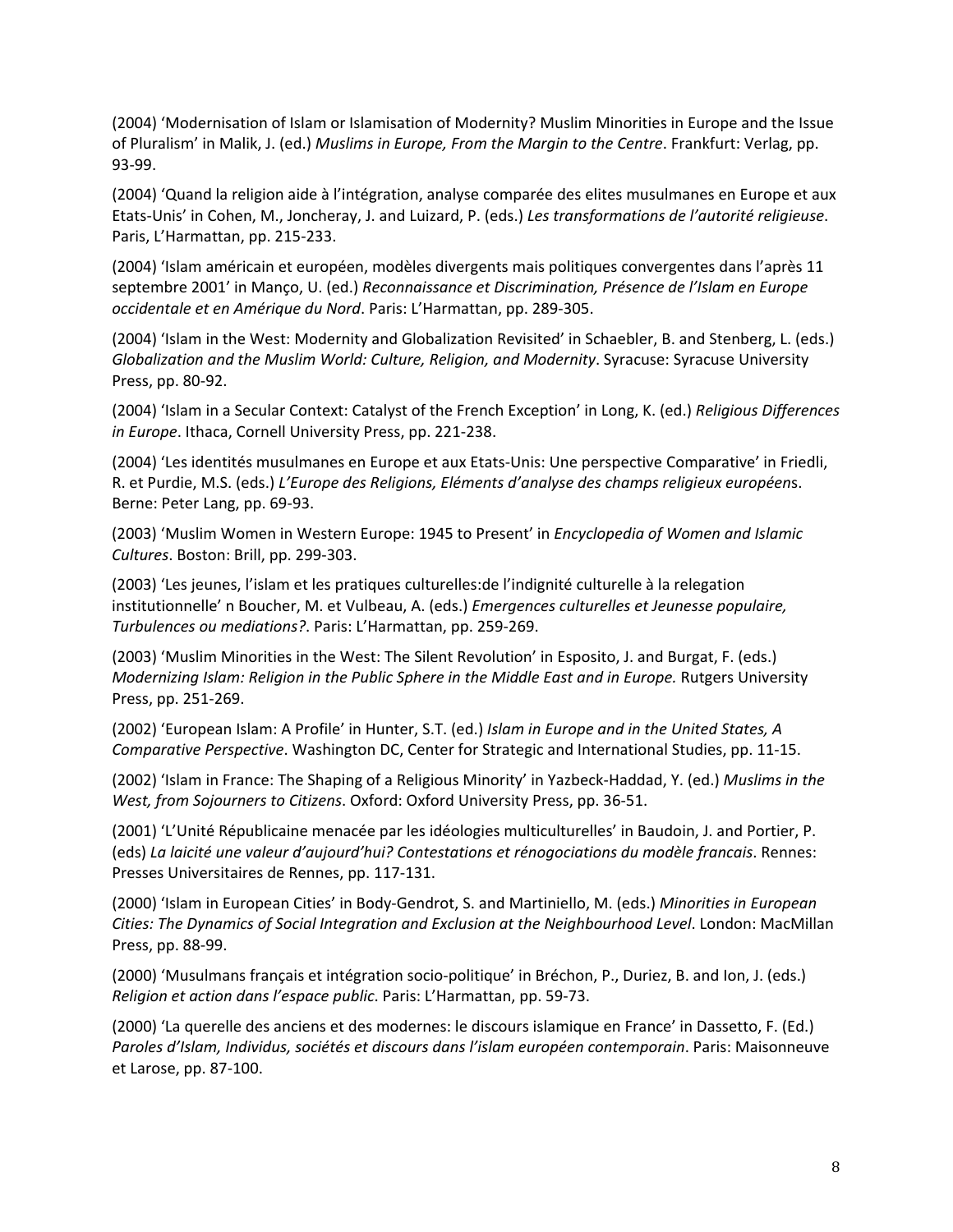(2004) 'Modernisation of Islam or Islamisation of Modernity? Muslim Minorities in Europe and the Issue of Pluralism' in Malik, J. (ed.) *Muslims in Europe, From the Margin to the Centre*. Frankfurt: Verlag, pp. 93-99.

(2004) 'Quand la religion aide à l'intégration, analyse comparée des elites musulmanes en Europe et aux Etats-Unis' in Cohen, M., Joncheray, J. and Luizard, P. (eds.) *Les transformations de l'autorité religieuse*. Paris, L'Harmattan, pp. 215-233.

(2004) 'Islam américain et européen, modèles divergents mais politiques convergentes dans l'après 11 septembre 2001' in Manço, U. (ed.) *Reconnaissance et Discrimination, Présence de l'Islam en Europe occidentale et en Amérique du Nord*. Paris: L'Harmattan, pp. 289-305.

(2004) 'Islam in the West: Modernity and Globalization Revisited' in Schaebler, B. and Stenberg, L. (eds.) *Globalization and the Muslim World: Culture, Religion, and Modernity*. Syracuse: Syracuse University Press, pp. 80-92.

(2004) 'Islam in a Secular Context: Catalyst of the French Exception' in Long, K. (ed.) *Religious Differences in Europe*. Ithaca, Cornell University Press, pp. 221-238.

(2004) 'Les identités musulmanes en Europe et aux Etats-Unis: Une perspective Comparative' in Friedli, R. et Purdie, M.S. (eds.) *L'Europe des Religions, Eléments d'analyse des champs religieux européen*s. Berne: Peter Lang, pp. 69-93.

(2003) 'Muslim Women in Western Europe: 1945 to Present' in *Encyclopedia of Women and Islamic Cultures*. Boston: Brill, pp. 299-303.

(2003) 'Les jeunes, l'islam et les pratiques culturelles:de l'indignité culturelle à la relegation institutionnelle' n Boucher, M. et Vulbeau, A. (eds.) *Emergences culturelles et Jeunesse populaire, Turbulences ou mediations?*. Paris: L'Harmattan, pp. 259-269.

(2003) 'Muslim Minorities in the West: The Silent Revolution' in Esposito, J. and Burgat, F. (eds.) *Modernizing Islam: Religion in the Public Sphere in the Middle East and in Europe.* Rutgers University Press, pp. 251-269.

(2002) 'European Islam: A Profile' in Hunter, S.T. (ed.) *Islam in Europe and in the United States, A Comparative Perspective*. Washington DC, Center for Strategic and International Studies, pp. 11-15.

(2002) 'Islam in France: The Shaping of a Religious Minority' in Yazbeck-Haddad, Y. (ed.) *Muslims in the West, from Sojourners to Citizens*. Oxford: Oxford University Press, pp. 36-51.

(2001) 'L'Unité Républicaine menacée par les idéologies multiculturelles' in Baudoin, J. and Portier, P. (eds) *La laicité une valeur d'aujourd'hui? Contestations et rénogociations du modèle francais*. Rennes: Presses Universitaires de Rennes, pp. 117-131.

(2000) 'Islam in European Cities' in Body-Gendrot, S. and Martiniello, M. (eds.) *Minorities in European Cities: The Dynamics of Social Integration and Exclusion at the Neighbourhood Level*. London: MacMillan Press, pp. 88-99.

(2000) 'Musulmans français et intégration socio-politique' in Bréchon, P., Duriez, B. and Ion, J. (eds.) *Religion et action dans l'espace public*. Paris: L'Harmattan, pp. 59-73.

(2000) 'La querelle des anciens et des modernes: le discours islamique en France' in Dassetto, F. (Ed.) *Paroles d'Islam, Individus, sociétés et discours dans l'islam européen contemporain*. Paris: Maisonneuve et Larose, pp. 87-100.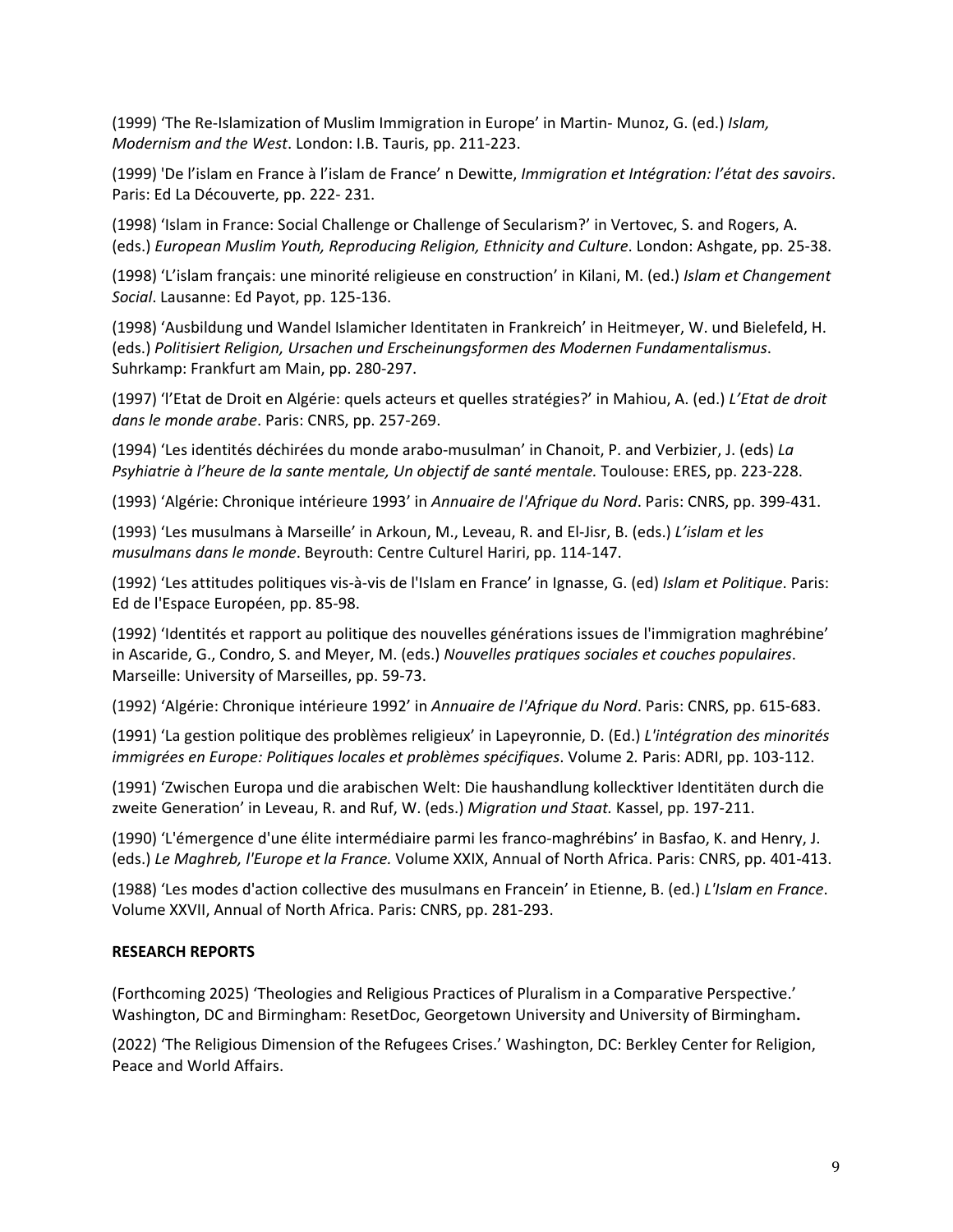(1999) 'The Re-Islamization of Muslim Immigration in Europe' in Martin- Munoz, G. (ed.) *Islam, Modernism and the West*. London: I.B. Tauris, pp. 211-223.

(1999) 'De l'islam en France à l'islam de France' n Dewitte, *Immigration et Intégration: l'état des savoirs*. Paris: Ed La Découverte, pp. 222- 231.

(1998) 'Islam in France: Social Challenge or Challenge of Secularism?' in Vertovec, S. and Rogers, A. (eds.) *European Muslim Youth, Reproducing Religion, Ethnicity and Culture*. London: Ashgate, pp. 25-38.

(1998) 'L'islam français: une minorité religieuse en construction' in Kilani, M. (ed.) *Islam et Changement Social*. Lausanne: Ed Payot, pp. 125-136.

(1998) 'Ausbildung und Wandel Islamicher Identitaten in Frankreich' in Heitmeyer, W. und Bielefeld, H. (eds.) *Politisiert Religion, Ursachen und Erscheinungsformen des Modernen Fundamentalismus*. Suhrkamp: Frankfurt am Main, pp. 280-297.

(1997) 'l'Etat de Droit en Algérie: quels acteurs et quelles stratégies?' in Mahiou, A. (ed.) *L'Etat de droit dans le monde arabe*. Paris: CNRS, pp. 257-269.

(1994) 'Les identités déchirées du monde arabo-musulman' in Chanoit, P. and Verbizier, J. (eds) *La Psyhiatrie à l'heure de la sante mentale, Un objectif de santé mentale.* Toulouse: ERES, pp. 223-228.

(1993) 'Algérie: Chronique intérieure 1993' in *Annuaire de l'Afrique du Nord*. Paris: CNRS, pp. 399-431.

(1993) 'Les musulmans à Marseille' in Arkoun, M., Leveau, R. and El-Jisr, B. (eds.) *L'islam et les musulmans dans le monde*. Beyrouth: Centre Culturel Hariri, pp. 114-147.

(1992) 'Les attitudes politiques vis-à-vis de l'Islam en France' in Ignasse, G. (ed) *Islam et Politique*. Paris: Ed de l'Espace Européen, pp. 85-98.

(1992) 'Identités et rapport au politique des nouvelles générations issues de l'immigration maghrébine' in Ascaride, G., Condro, S. and Meyer, M. (eds.) *Nouvelles pratiques sociales et couches populaires*. Marseille: University of Marseilles, pp. 59-73.

(1992) 'Algérie: Chronique intérieure 1992' in *Annuaire de l'Afrique du Nord*. Paris: CNRS, pp. 615-683.

(1991) 'La gestion politique des problèmes religieux' in Lapeyronnie, D. (Ed.) *L'intégration des minorités immigrées en Europe: Politiques locales et problèmes spécifiques*. Volume 2*.* Paris: ADRI, pp. 103-112.

(1991) 'Zwischen Europa und die arabischen Welt: Die haushandlung kollecktiver Identitäten durch die zweite Generation' in Leveau, R. and Ruf, W. (eds.) *Migration und Staat.* Kassel, pp. 197-211.

(1990) 'L'émergence d'une élite intermédiaire parmi les franco-maghrébins' in Basfao, K. and Henry, J. (eds.) *Le Maghreb, l'Europe et la France.* Volume XXIX, Annual of North Africa. Paris: CNRS, pp. 401-413.

(1988) 'Les modes d'action collective des musulmans en Francein' in Etienne, B. (ed.) *L'Islam en France*. Volume XXVII, Annual of North Africa. Paris: CNRS, pp. 281-293.

**RESEARCH REPORTS**

(Forthcoming 2025) 'Theologies and Religious Practices of Pluralism in a Comparative Perspective.' Washington, DC and Birmingham: ResetDoc, Georgetown University and University of Birmingham**.**

(2022) 'The Religious Dimension of the Refugees Crises.' Washington, DC: Berkley Center for Religion, Peace and World Affairs.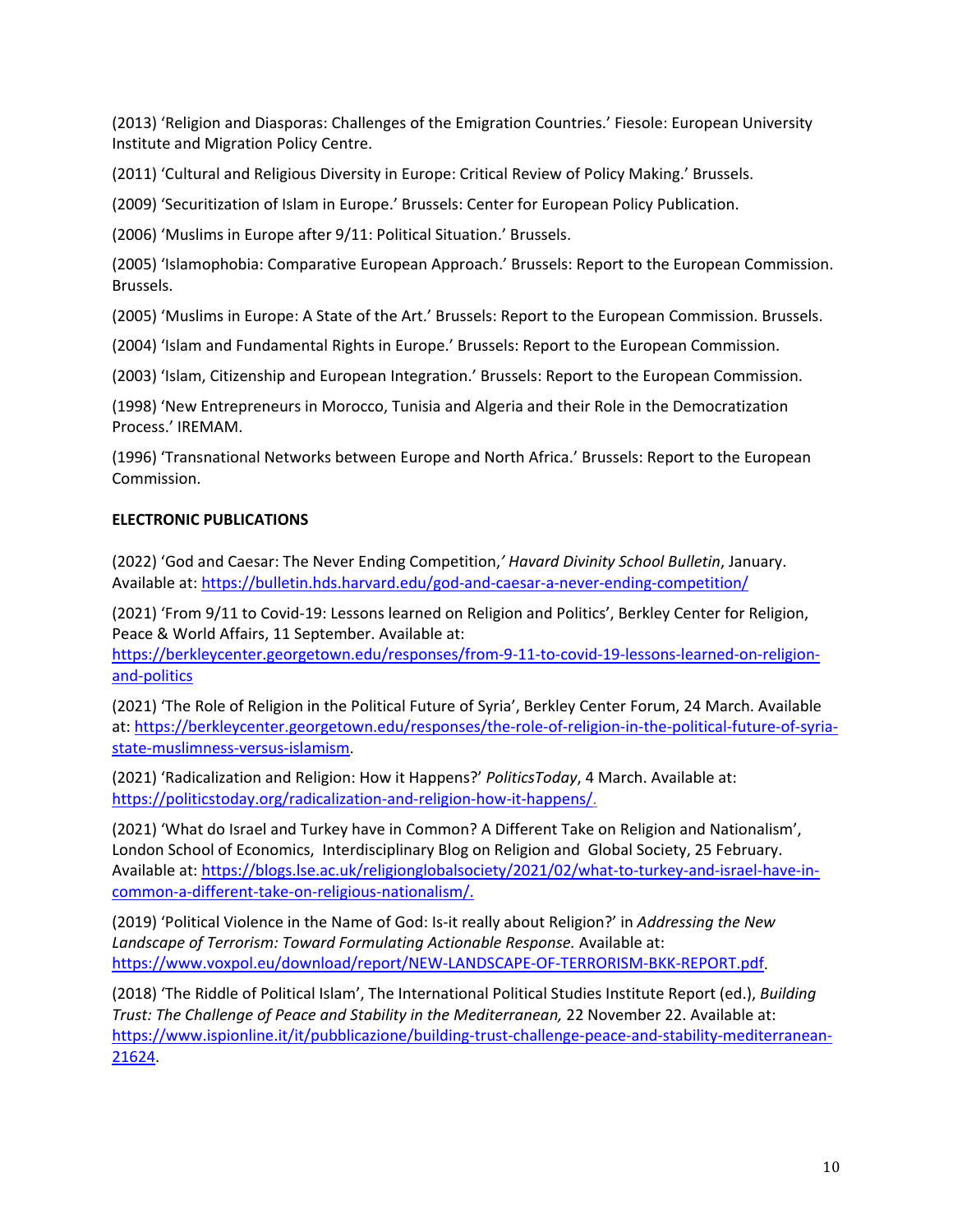(2013) 'Religion and Diasporas: Challenges of the Emigration Countries.' Fiesole: European University Institute and Migration Policy Centre.

(2011) 'Cultural and Religious Diversity in Europe: Critical Review of Policy Making.' Brussels.

(2009) 'Securitization of Islam in Europe.' Brussels: Center for European Policy Publication.

(2006) 'Muslims in Europe after 9/11: Political Situation.' Brussels.

(2005) 'Islamophobia: Comparative European Approach.' Brussels: Report to the European Commission. Brussels.

(2005) 'Muslims in Europe: A State of the Art.' Brussels: Report to the European Commission. Brussels.

(2004) 'Islam and Fundamental Rights in Europe.' Brussels: Report to the European Commission.

(2003) 'Islam, Citizenship and European Integration.' Brussels: Report to the European Commission.

(1998) 'New Entrepreneurs in Morocco, Tunisia and Algeria and their Role in the Democratization Process.' IREMAM.

(1996) 'Transnational Networks between Europe and North Africa.' Brussels: Report to the European Commission.

**ELECTRONIC PUBLICATIONS**

(2022) 'God and Caesar: The Never Ending Competition,' *Havard Divinity School Bulletin*, January. Available at: https://bulletin.hds.harvard.edu/god-and-caesar-a-never-ending-competition/

(2021) 'From 9/11 to Covid-19: Lessons learned on Religion and Politics', Berkley Center for Religion, Peace & World Affairs, 11 September. Available at: https://berkleycenter.georgetown.edu/responses/from-9-11-to-covid-19-lessons-learned-on-religion-and-politics

(2021) 'The Role of Religion in the Political Future of Syria', Berkley Center Forum, 24 March. Available at: https://berkleycenter.georgetown.edu/responses/the-role-of-religion-in-the-political-future-of-syria-state-muslimness-versus-islamism.

(2021) 'Radicalization and Religion: How it Happens?' *PoliticsToday*, 4 March. Available at: https://politicstoday.org/radicalization-and-religion-how-it-happens/.

(2021) 'What do Israel and Turkey have in Common? A Different Take on Religion and Nationalism', London School of Economics, Interdisciplinary Blog on Religion and Global Society, 25 February. Available at: https://blogs.lse.ac.uk/religionglobalsociety/2021/02/what-to-turkey-and-israel-have-in-common-a-different-take-on-religious-nationalism/.

(2019) 'Political Violence in the Name of God: Is-it really about Religion?' in *Addressing the New Landscape of Terrorism: Toward Formulating Actionable Response.* Available at: https://www.voxpol.eu/download/report/NEW-LANDSCAPE-OF-TERRORISM-BKK-REPORT.pdf.

(2018) 'The Riddle of Political Islam', The International Political Studies Institute Report (ed.), *Building Trust: The Challenge of Peace and Stability in the Mediterranean,* 22 November 22. Available at: https://www.ispionline.it/it/pubblicazione/building-trust-challenge-peace-and-stability-mediterranean-21624.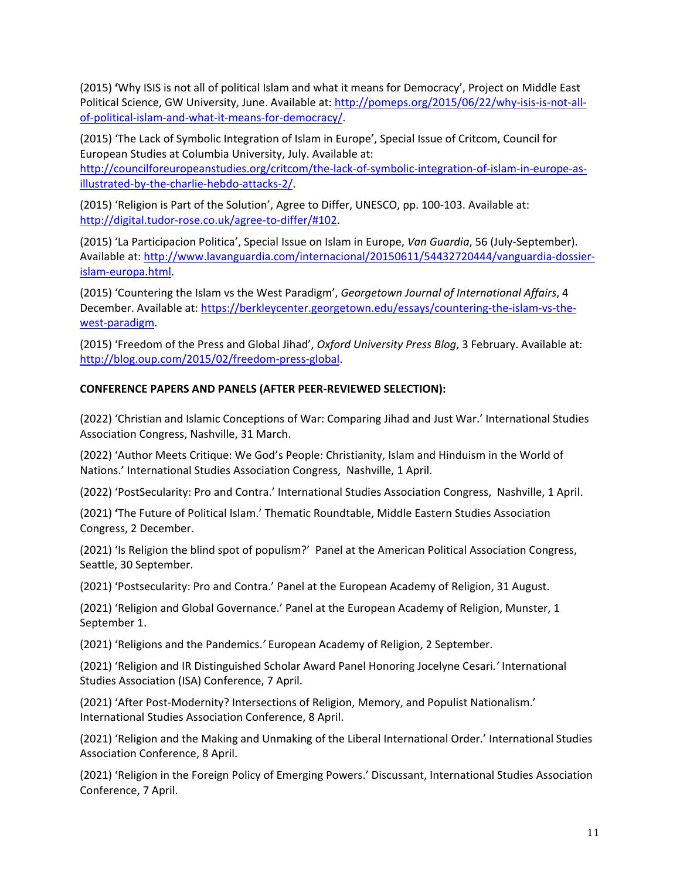(2015) **'**Why ISIS is not all of political Islam and what it means for Democracy', Project on Middle East Political Science, GW University, June. Available at: http://pomeps.org/2015/06/22/why-isis-is-not-all-of-political-islam-and-what-it-means-for-democracy/.

(2015) 'The Lack of Symbolic Integration of Islam in Europe', Special Issue of Critcom, Council for European Studies at Columbia University, July. Available at: http://councilforeuropeanstudies.org/critcom/the-lack-of-symbolic-integration-of-islam-in-europe-as-illustrated-by-the-charlie-hebdo-attacks-2/.

(2015) 'Religion is Part of the Solution', Agree to Differ, UNESCO, pp. 100-103. Available at: http://digital.tudor-rose.co.uk/agree-to-differ/#102.

(2015) 'La Participacion Politica', Special Issue on Islam in Europe, *Van Guardia*, 56 (July-September). Available at: http://www.lavanguardia.com/internacional/20150611/54432720444/vanguardia-dossier-islam-europa.html.

(2015) 'Countering the Islam vs the West Paradigm', *Georgetown Journal of International Affairs*, 4 December. Available at: https://berkleycenter.georgetown.edu/essays/countering-the-islam-vs-the-west-paradigm.

(2015) 'Freedom of the Press and Global Jihad', *Oxford University Press Blog*, 3 February. Available at: http://blog.oup.com/2015/02/freedom-press-global.

**CONFERENCE PAPERS AND PANELS (AFTER PEER-REVIEWED SELECTION):**

(2022) 'Christian and Islamic Conceptions of War: Comparing Jihad and Just War.' International Studies Association Congress, Nashville, 31 March.

(2022) 'Author Meets Critique: We God's People: Christianity, Islam and Hinduism in the World of Nations.' International Studies Association Congress, Nashville, 1 April.

(2022) 'PostSecularity: Pro and Contra.' International Studies Association Congress, Nashville, 1 April.

(2021) **'**The Future of Political Islam.' Thematic Roundtable, Middle Eastern Studies Association Congress, 2 December.

(2021) 'Is Religion the blind spot of populism?' Panel at the American Political Association Congress, Seattle, 30 September.

(2021) 'Postsecularity: Pro and Contra.' Panel at the European Academy of Religion, 31 August.

(2021) 'Religion and Global Governance.' Panel at the European Academy of Religion, Munster, 1 September 1.

(2021) 'Religions and the Pandemics.*'* European Academy of Religion, 2 September.

(2021) 'Religion and IR Distinguished Scholar Award Panel Honoring Jocelyne Cesari.*'* International Studies Association (ISA) Conference, 7 April.

(2021) 'After Post-Modernity? Intersections of Religion, Memory, and Populist Nationalism.' International Studies Association Conference, 8 April.

(2021) 'Religion and the Making and Unmaking of the Liberal International Order.' International Studies Association Conference, 8 April.

(2021) 'Religion in the Foreign Policy of Emerging Powers.' Discussant, International Studies Association Conference, 7 April.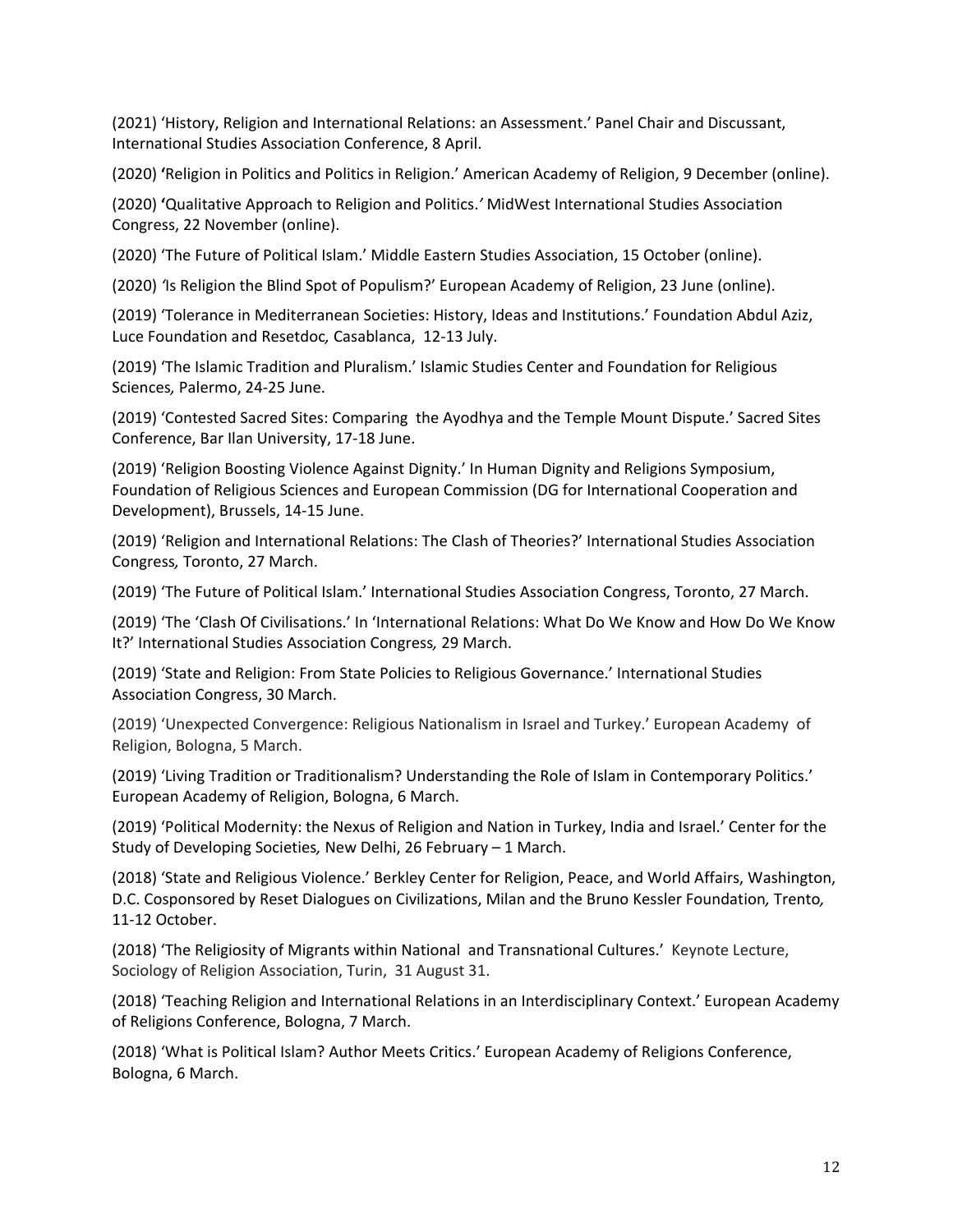(2021) 'History, Religion and International Relations: an Assessment.' Panel Chair and Discussant, International Studies Association Conference, 8 April.

(2020) **'**Religion in Politics and Politics in Religion.' American Academy of Religion, 9 December (online).

(2020) **'**Qualitative Approach to Religion and Politics.*'* MidWest International Studies Association Congress, 22 November (online).

(2020) 'The Future of Political Islam.' Middle Eastern Studies Association, 15 October (online).

(2020) *'*Is Religion the Blind Spot of Populism?' European Academy of Religion, 23 June (online).

(2019) 'Tolerance in Mediterranean Societies: History, Ideas and Institutions.' Foundation Abdul Aziz, Luce Foundation and Resetdoc*,* Casablanca, 12-13 July.

(2019) 'The Islamic Tradition and Pluralism.' Islamic Studies Center and Foundation for Religious Sciences*,* Palermo, 24-25 June.

(2019) 'Contested Sacred Sites: Comparing the Ayodhya and the Temple Mount Dispute.' Sacred Sites Conference, Bar Ilan University, 17-18 June.

(2019) 'Religion Boosting Violence Against Dignity.' In Human Dignity and Religions Symposium, Foundation of Religious Sciences and European Commission (DG for International Cooperation and Development), Brussels, 14-15 June.

(2019) 'Religion and International Relations: The Clash of Theories?' International Studies Association Congress*,* Toronto, 27 March.

(2019) 'The Future of Political Islam.' International Studies Association Congress, Toronto, 27 March.

(2019) 'The 'Clash Of Civilisations.' In 'International Relations: What Do We Know and How Do We Know It?' International Studies Association Congress*,* 29 March.

(2019) 'State and Religion: From State Policies to Religious Governance.' International Studies Association Congress, 30 March.

(2019) 'Unexpected Convergence: Religious Nationalism in Israel and Turkey.' European Academy of Religion, Bologna, 5 March.

(2019) 'Living Tradition or Traditionalism? Understanding the Role of Islam in Contemporary Politics.' European Academy of Religion, Bologna, 6 March.

(2019) 'Political Modernity: the Nexus of Religion and Nation in Turkey, India and Israel.' Center for the Study of Developing Societies*,* New Delhi, 26 February – 1 March.

(2018) 'State and Religious Violence.' Berkley Center for Religion, Peace, and World Affairs, Washington, D.C. Cosponsored by Reset Dialogues on Civilizations, Milan and the Bruno Kessler Foundation*,* Trento*,* 11-12 October.

(2018) 'The Religiosity of Migrants within National and Transnational Cultures.' Keynote Lecture, Sociology of Religion Association, Turin, 31 August 31.

(2018) 'Teaching Religion and International Relations in an Interdisciplinary Context.' European Academy of Religions Conference, Bologna, 7 March.

(2018) 'What is Political Islam? Author Meets Critics.' European Academy of Religions Conference, Bologna, 6 March.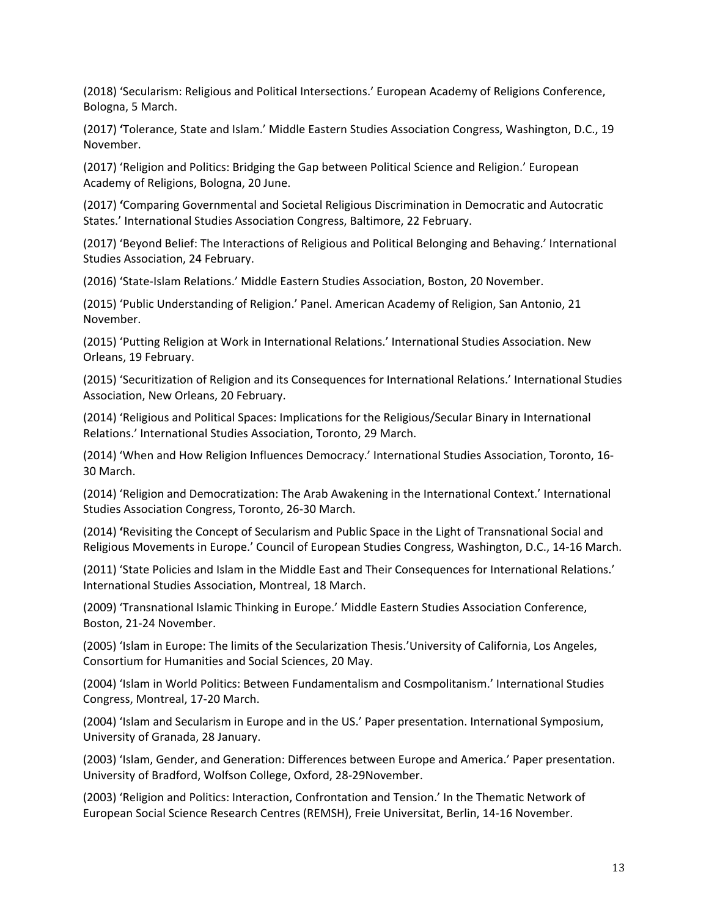(2018) 'Secularism: Religious and Political Intersections.' European Academy of Religions Conference, Bologna, 5 March.

(2017) 'Tolerance, State and Islam.' Middle Eastern Studies Association Congress, Washington, D.C., 19 November.

(2017) 'Religion and Politics: Bridging the Gap between Political Science and Religion.' European Academy of Religions, Bologna, 20 June.

(2017) 'Comparing Governmental and Societal Religious Discrimination in Democratic and Autocratic States.' International Studies Association Congress, Baltimore, 22 February.

(2017) 'Beyond Belief: The Interactions of Religious and Political Belonging and Behaving.' International Studies Association, 24 February.

(2016) 'State-Islam Relations.' Middle Eastern Studies Association, Boston, 20 November.

(2015) 'Public Understanding of Religion.' Panel. American Academy of Religion, San Antonio, 21 November.

(2015) 'Putting Religion at Work in International Relations.' International Studies Association. New Orleans, 19 February.

(2015) 'Securitization of Religion and its Consequences for International Relations.' International Studies Association, New Orleans, 20 February.

(2014) 'Religious and Political Spaces: Implications for the Religious/Secular Binary in International Relations.' International Studies Association, Toronto, 29 March.

(2014) 'When and How Religion Influences Democracy.' International Studies Association, Toronto, 16-30 March.

(2014) 'Religion and Democratization: The Arab Awakening in the International Context.' International Studies Association Congress, Toronto, 26-30 March.

(2014) 'Revisiting the Concept of Secularism and Public Space in the Light of Transnational Social and Religious Movements in Europe.' Council of European Studies Congress, Washington, D.C., 14-16 March.

(2011) 'State Policies and Islam in the Middle East and Their Consequences for International Relations.' International Studies Association, Montreal, 18 March.

(2009) 'Transnational Islamic Thinking in Europe.' Middle Eastern Studies Association Conference, Boston, 21-24 November.

(2005) 'Islam in Europe: The limits of the Secularization Thesis.'University of California, Los Angeles, Consortium for Humanities and Social Sciences, 20 May.

(2004) 'Islam in World Politics: Between Fundamentalism and Cosmpolitanism.' International Studies Congress, Montreal, 17-20 March.

(2004) 'Islam and Secularism in Europe and in the US.' Paper presentation. International Symposium, University of Granada, 28 January.

(2003) 'Islam, Gender, and Generation: Differences between Europe and America.' Paper presentation. University of Bradford, Wolfson College, Oxford, 28-29November.

(2003) 'Religion and Politics: Interaction, Confrontation and Tension.' In the Thematic Network of European Social Science Research Centres (REMSH), Freie Universitat, Berlin, 14-16 November.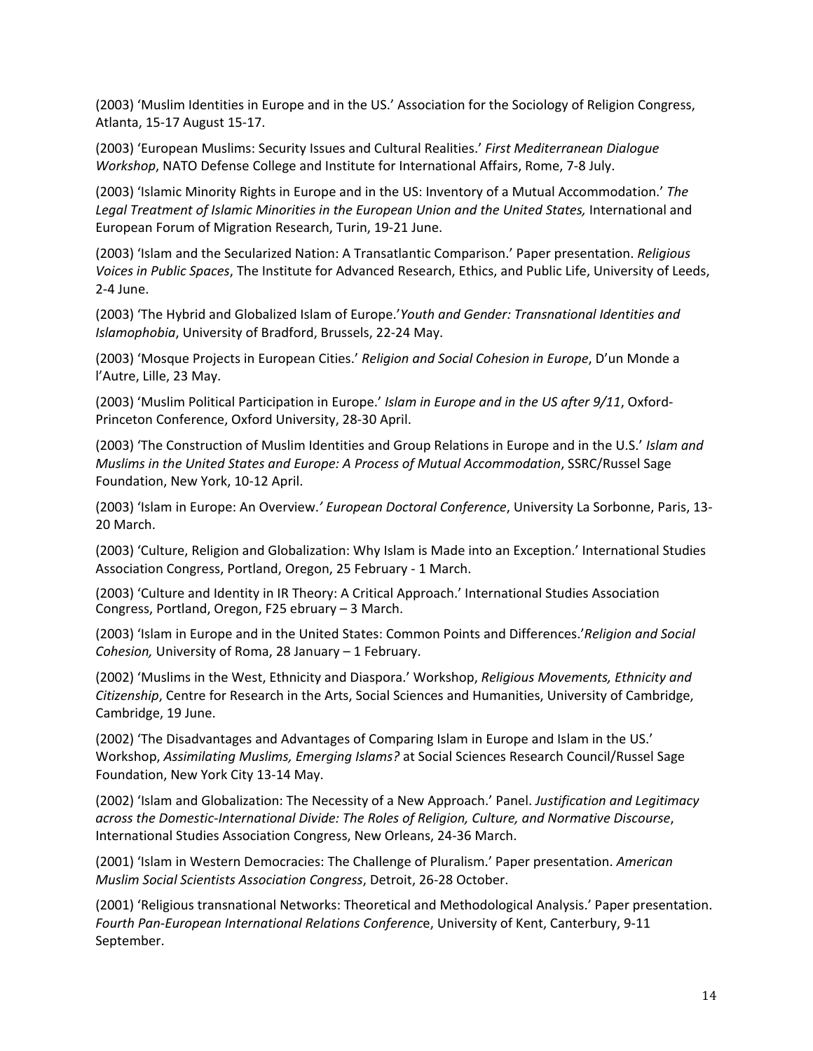(2003) 'Muslim Identities in Europe and in the US.' Association for the Sociology of Religion Congress, Atlanta, 15-17 August 15-17.

(2003) 'European Muslims: Security Issues and Cultural Realities.' *First Mediterranean Dialogue Workshop*, NATO Defense College and Institute for International Affairs, Rome, 7-8 July.

(2003) 'Islamic Minority Rights in Europe and in the US: Inventory of a Mutual Accommodation.' *The Legal Treatment of Islamic Minorities in the European Union and the United States,* International and European Forum of Migration Research, Turin, 19-21 June.

(2003) 'Islam and the Secularized Nation: A Transatlantic Comparison.' Paper presentation. *Religious Voices in Public Spaces*, The Institute for Advanced Research, Ethics, and Public Life, University of Leeds, 2-4 June.

(2003) 'The Hybrid and Globalized Islam of Europe.'*Youth and Gender: Transnational Identities and Islamophobia*, University of Bradford, Brussels, 22-24 May.

(2003) 'Mosque Projects in European Cities.' *Religion and Social Cohesion in Europe*, D'un Monde a l'Autre, Lille, 23 May.

(2003) 'Muslim Political Participation in Europe.' *Islam in Europe and in the US after 9/11*, Oxford-Princeton Conference, Oxford University, 28-30 April.

(2003) 'The Construction of Muslim Identities and Group Relations in Europe and in the U.S.' *Islam and Muslims in the United States and Europe: A Process of Mutual Accommodation*, SSRC/Russel Sage Foundation, New York, 10-12 April.

(2003) 'Islam in Europe: An Overview.*' European Doctoral Conference*, University La Sorbonne, Paris, 13-20 March.

(2003) 'Culture, Religion and Globalization: Why Islam is Made into an Exception.' International Studies Association Congress, Portland, Oregon, 25 February - 1 March.

(2003) 'Culture and Identity in IR Theory: A Critical Approach.' International Studies Association Congress, Portland, Oregon, F25 ebruary – 3 March.

(2003) 'Islam in Europe and in the United States: Common Points and Differences.'*Religion and Social Cohesion,* University of Roma, 28 January – 1 February.

(2002) 'Muslims in the West, Ethnicity and Diaspora.' Workshop, *Religious Movements, Ethnicity and Citizenship*, Centre for Research in the Arts, Social Sciences and Humanities, University of Cambridge, Cambridge, 19 June.

(2002) 'The Disadvantages and Advantages of Comparing Islam in Europe and Islam in the US.' Workshop, *Assimilating Muslims, Emerging Islams?* at Social Sciences Research Council/Russel Sage Foundation, New York City 13-14 May.

(2002) 'Islam and Globalization: The Necessity of a New Approach.' Panel. *Justification and Legitimacy across the Domestic-International Divide: The Roles of Religion, Culture, and Normative Discourse*, International Studies Association Congress, New Orleans, 24-36 March.

(2001) 'Islam in Western Democracies: The Challenge of Pluralism.' Paper presentation. *American Muslim Social Scientists Association Congress*, Detroit, 26-28 October.

(2001) 'Religious transnational Networks: Theoretical and Methodological Analysis.' Paper presentation. *Fourth Pan-European International Relations Conferenc*e, University of Kent, Canterbury, 9-11 September.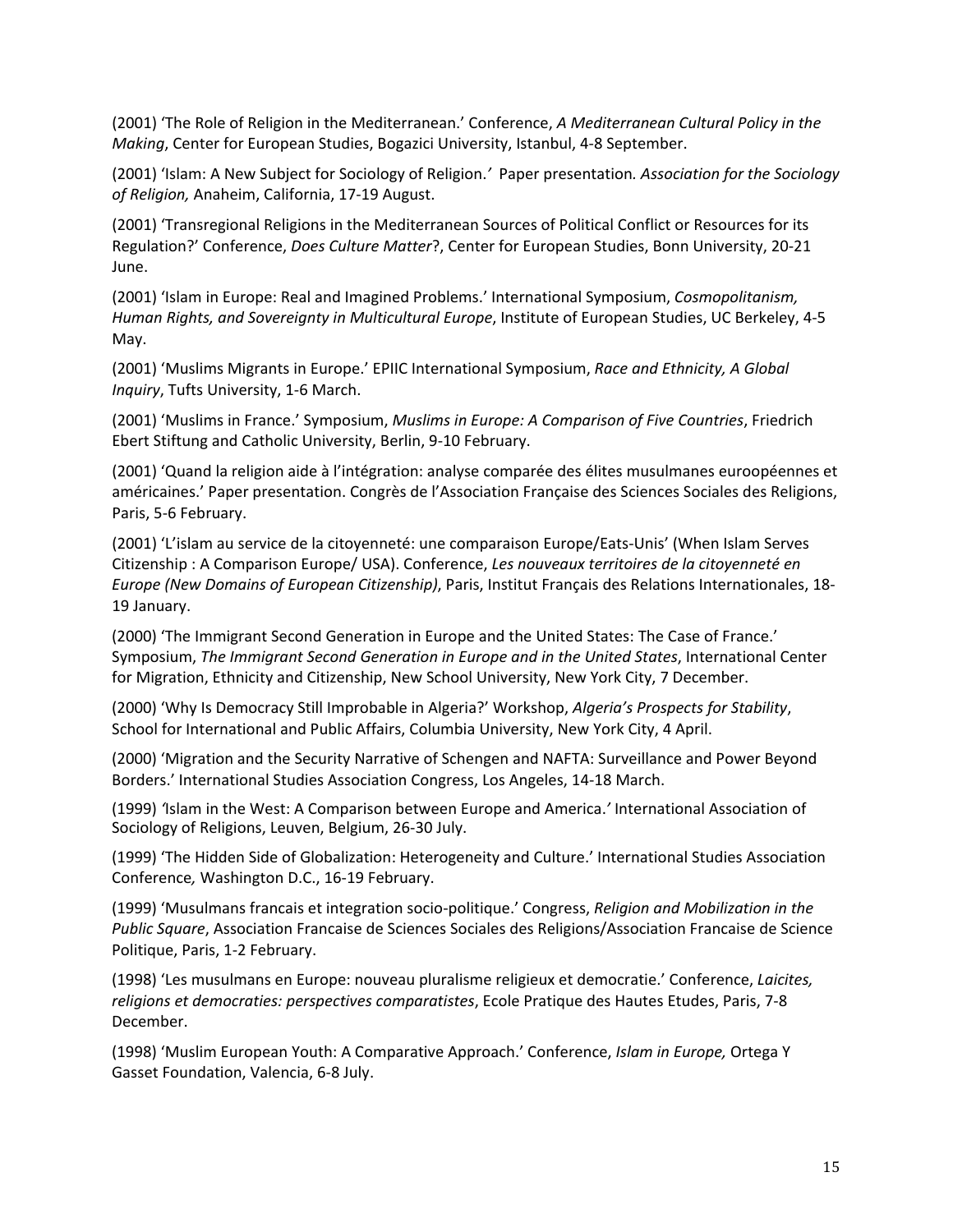(2001) 'The Role of Religion in the Mediterranean.' Conference, *A Mediterranean Cultural Policy in the Making*, Center for European Studies, Bogazici University, Istanbul, 4-8 September.

(2001) 'Islam: A New Subject for Sociology of Religion.' Paper presentation. *Association for the Sociology of Religion,* Anaheim, California, 17-19 August.

(2001) 'Transregional Religions in the Mediterranean Sources of Political Conflict or Resources for its Regulation?' Conference, *Does Culture Matter*?, Center for European Studies, Bonn University, 20-21 June.

(2001) 'Islam in Europe: Real and Imagined Problems.' International Symposium, *Cosmopolitanism, Human Rights, and Sovereignty in Multicultural Europe*, Institute of European Studies, UC Berkeley, 4-5 May.

(2001) 'Muslims Migrants in Europe.' EPIIC International Symposium, *Race and Ethnicity, A Global Inquiry*, Tufts University, 1-6 March.

(2001) 'Muslims in France.' Symposium, *Muslims in Europe: A Comparison of Five Countries*, Friedrich Ebert Stiftung and Catholic University, Berlin, 9-10 February.

(2001) 'Quand la religion aide à l'intégration: analyse comparée des élites musulmanes euroopéennes et américaines.' Paper presentation. Congrès de l'Association Française des Sciences Sociales des Religions, Paris, 5-6 February.

(2001) 'L'islam au service de la citoyenneté: une comparaison Europe/Eats-Unis' (When Islam Serves Citizenship : A Comparison Europe/ USA). Conference, *Les nouveaux territoires de la citoyenneté en Europe (New Domains of European Citizenship)*, Paris, Institut Français des Relations Internationales, 18-19 January.

(2000) 'The Immigrant Second Generation in Europe and the United States: The Case of France.' Symposium, *The Immigrant Second Generation in Europe and in the United States*, International Center for Migration, Ethnicity and Citizenship, New School University, New York City, 7 December.

(2000) 'Why Is Democracy Still Improbable in Algeria?' Workshop, *Algeria's Prospects for Stability*, School for International and Public Affairs, Columbia University, New York City, 4 April.

(2000) 'Migration and the Security Narrative of Schengen and NAFTA: Surveillance and Power Beyond Borders.' International Studies Association Congress, Los Angeles, 14-18 March.

(1999) 'Islam in the West: A Comparison between Europe and America.' International Association of Sociology of Religions, Leuven, Belgium, 26-30 July.

(1999) 'The Hidden Side of Globalization: Heterogeneity and Culture.' International Studies Association Conference*,* Washington D.C., 16-19 February.

(1999) 'Musulmans francais et integration socio-politique.' Congress, *Religion and Mobilization in the Public Square*, Association Francaise de Sciences Sociales des Religions/Association Francaise de Science Politique, Paris, 1-2 February.

(1998) 'Les musulmans en Europe: nouveau pluralisme religieux et democratie.' Conference, *Laicites, religions et democraties: perspectives comparatistes*, Ecole Pratique des Hautes Etudes, Paris, 7-8 December.

(1998) 'Muslim European Youth: A Comparative Approach.' Conference, *Islam in Europe,* Ortega Y Gasset Foundation, Valencia, 6-8 July.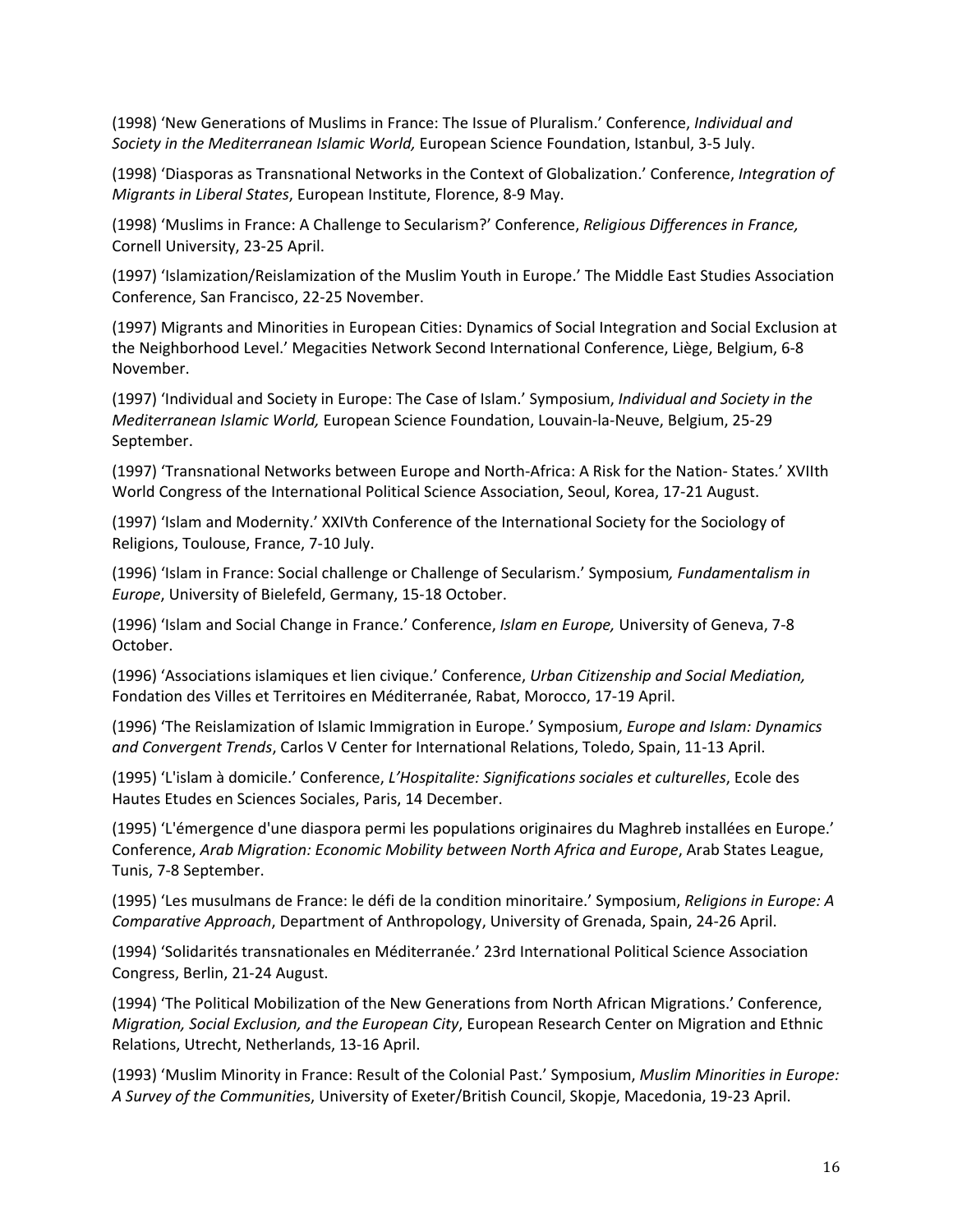(1998) 'New Generations of Muslims in France: The Issue of Pluralism.' Conference, *Individual and Society in the Mediterranean Islamic World,* European Science Foundation, Istanbul, 3-5 July.

(1998) 'Diasporas as Transnational Networks in the Context of Globalization.' Conference, *Integration of Migrants in Liberal States*, European Institute, Florence, 8-9 May.

(1998) 'Muslims in France: A Challenge to Secularism?' Conference, *Religious Differences in France,* Cornell University, 23-25 April.

(1997) 'Islamization/Reislamization of the Muslim Youth in Europe.' The Middle East Studies Association Conference, San Francisco, 22-25 November.

(1997) Migrants and Minorities in European Cities: Dynamics of Social Integration and Social Exclusion at the Neighborhood Level.' Megacities Network Second International Conference, Liège, Belgium, 6-8 November.

(1997) 'Individual and Society in Europe: The Case of Islam.' Symposium, *Individual and Society in the Mediterranean Islamic World,* European Science Foundation, Louvain-la-Neuve, Belgium, 25-29 September.

(1997) 'Transnational Networks between Europe and North-Africa: A Risk for the Nation- States.' XVIIth World Congress of the International Political Science Association, Seoul, Korea, 17-21 August.

(1997) 'Islam and Modernity.' XXIVth Conference of the International Society for the Sociology of Religions, Toulouse, France, 7-10 July.

(1996) 'Islam in France: Social challenge or Challenge of Secularism.' Symposium*, Fundamentalism in Europe*, University of Bielefeld, Germany, 15-18 October.

(1996) 'Islam and Social Change in France.' Conference, *Islam en Europe,* University of Geneva, 7-8 October.

(1996) 'Associations islamiques et lien civique.' Conference, *Urban Citizenship and Social Mediation,* Fondation des Villes et Territoires en Méditerranée, Rabat, Morocco, 17-19 April.

(1996) 'The Reislamization of Islamic Immigration in Europe.' Symposium, *Europe and Islam: Dynamics and Convergent Trends*, Carlos V Center for International Relations, Toledo, Spain, 11-13 April.

(1995) 'L'islam à domicile.' Conference, *L'Hospitalite: Significations sociales et culturelles*, Ecole des Hautes Etudes en Sciences Sociales, Paris, 14 December.

(1995) 'L'émergence d'une diaspora permi les populations originaires du Maghreb installées en Europe.' Conference, *Arab Migration: Economic Mobility between North Africa and Europe*, Arab States League, Tunis, 7-8 September.

(1995) 'Les musulmans de France: le défi de la condition minoritaire.' Symposium, *Religions in Europe: A Comparative Approach*, Department of Anthropology, University of Grenada, Spain, 24-26 April.

(1994) 'Solidarités transnationales en Méditerranée.' 23rd International Political Science Association Congress, Berlin, 21-24 August.

(1994) 'The Political Mobilization of the New Generations from North African Migrations.' Conference, *Migration, Social Exclusion, and the European City*, European Research Center on Migration and Ethnic Relations, Utrecht, Netherlands, 13-16 April.

(1993) 'Muslim Minority in France: Result of the Colonial Past.' Symposium, *Muslim Minorities in Europe: A Survey of the Communities*, University of Exeter/British Council, Skopje, Macedonia, 19-23 April.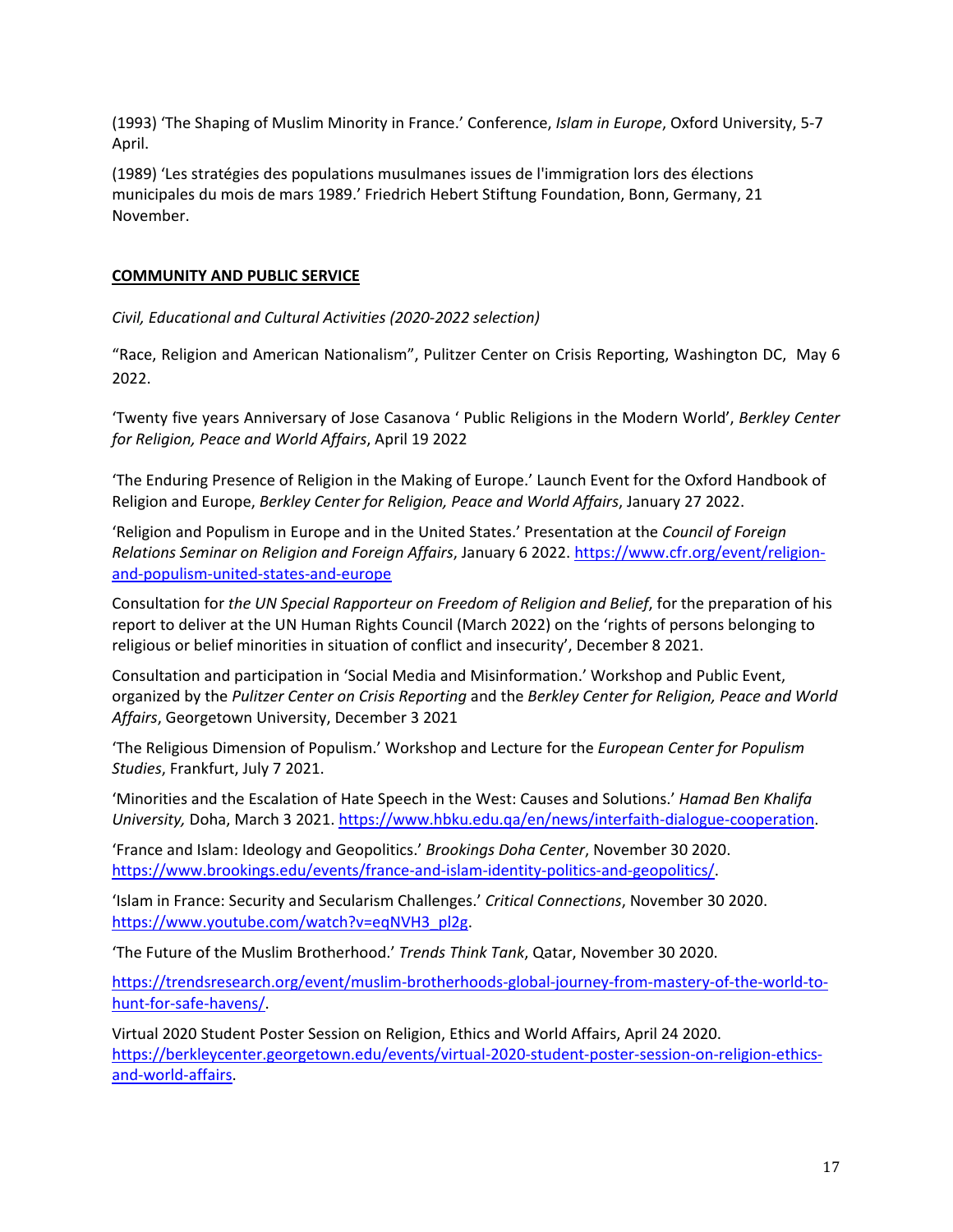(1993) 'The Shaping of Muslim Minority in France.' Conference, *Islam in Europe*, Oxford University, 5-7 April.

(1989) 'Les stratégies des populations musulmanes issues de l'immigration lors des élections municipales du mois de mars 1989.' Friedrich Hebert Stiftung Foundation, Bonn, Germany, 21 November.

**COMMUNITY AND PUBLIC SERVICE**

*Civil, Educational and Cultural Activities (2020-2022 selection)*

"Race, Religion and American Nationalism", Pulitzer Center on Crisis Reporting, Washington DC, May 6 2022.

'Twenty five years Anniversary of Jose Casanova ' Public Religions in the Modern World', *Berkley Center for Religion, Peace and World Affairs*, April 19 2022

'The Enduring Presence of Religion in the Making of Europe.' Launch Event for the Oxford Handbook of Religion and Europe, *Berkley Center for Religion, Peace and World Affairs*, January 27 2022.

'Religion and Populism in Europe and in the United States.' Presentation at the *Council of Foreign Relations Seminar on Religion and Foreign Affairs*, January 6 2022. https://www.cfr.org/event/religion-and-populism-united-states-and-europe

Consultation for *the UN Special Rapporteur on Freedom of Religion and Belief*, for the preparation of his report to deliver at the UN Human Rights Council (March 2022) on the 'rights of persons belonging to religious or belief minorities in situation of conflict and insecurity', December 8 2021.

Consultation and participation in 'Social Media and Misinformation.' Workshop and Public Event, organized by the *Pulitzer Center on Crisis Reporting* and the *Berkley Center for Religion, Peace and World Affairs*, Georgetown University, December 3 2021

'The Religious Dimension of Populism.' Workshop and Lecture for the *European Center for Populism Studies*, Frankfurt, July 7 2021.

'Minorities and the Escalation of Hate Speech in the West: Causes and Solutions.' *Hamad Ben Khalifa University,* Doha, March 3 2021. https://www.hbku.edu.qa/en/news/interfaith-dialogue-cooperation.

'France and Islam: Ideology and Geopolitics.' *Brookings Doha Center*, November 30 2020. https://www.brookings.edu/events/france-and-islam-identity-politics-and-geopolitics/.

'Islam in France: Security and Secularism Challenges.' *Critical Connections*, November 30 2020. https://www.youtube.com/watch?v=eqNVH3_pl2g.

'The Future of the Muslim Brotherhood.' *Trends Think Tank*, Qatar, November 30 2020.

https://trendsresearch.org/event/muslim-brotherhoods-global-journey-from-mastery-of-the-world-to-hunt-for-safe-havens/.

Virtual 2020 Student Poster Session on Religion, Ethics and World Affairs, April 24 2020. https://berkleycenter.georgetown.edu/events/virtual-2020-student-poster-session-on-religion-ethics-and-world-affairs.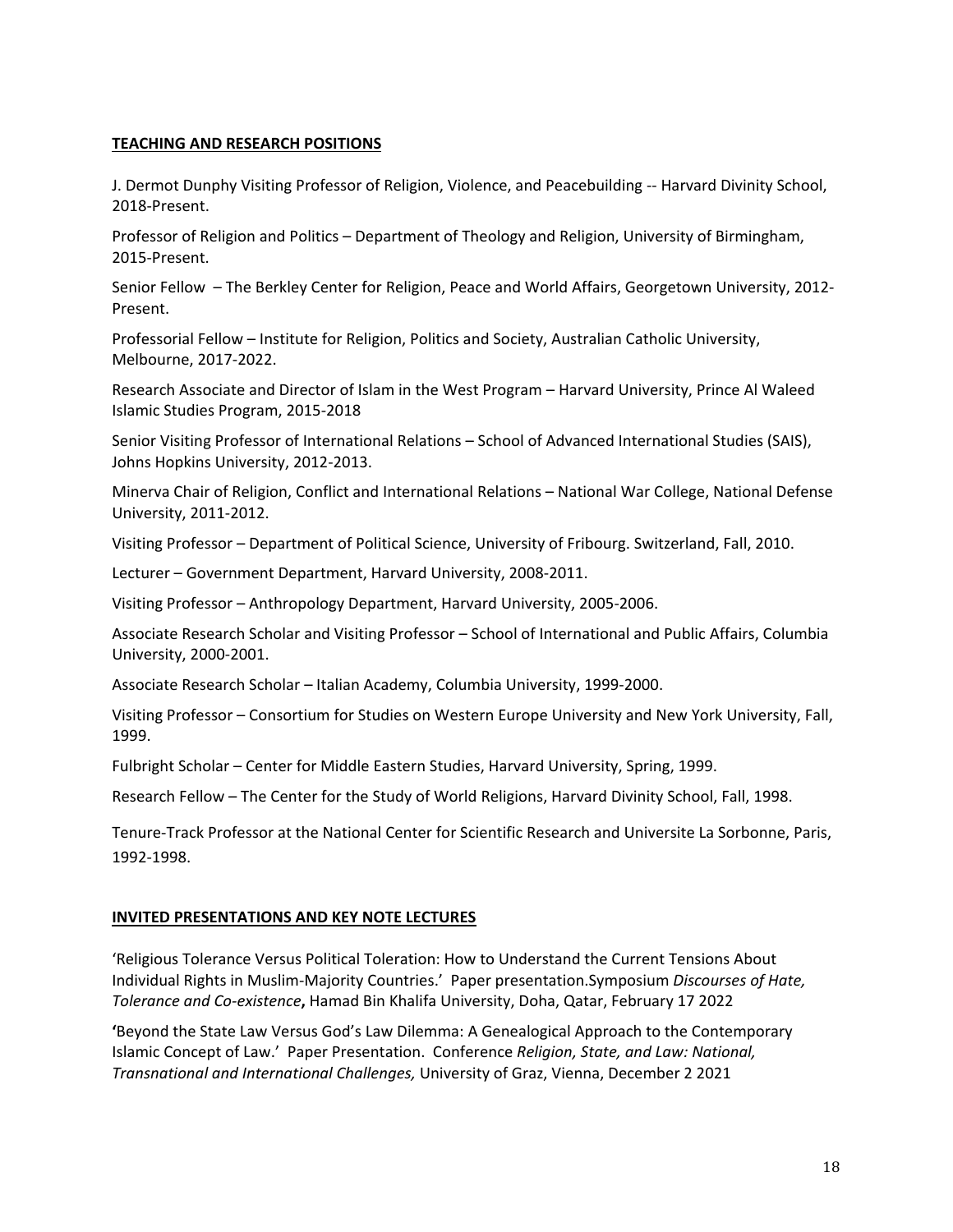## TEACHING AND RESEARCH POSITIONS

J. Dermot Dunphy Visiting Professor of Religion, Violence, and Peacebuilding -- Harvard Divinity School, 2018-Present.

Professor of Religion and Politics – Department of Theology and Religion, University of Birmingham, 2015-Present.

Senior Fellow – The Berkley Center for Religion, Peace and World Affairs, Georgetown University, 2012-Present.

Professorial Fellow – Institute for Religion, Politics and Society, Australian Catholic University, Melbourne, 2017-2022.

Research Associate and Director of Islam in the West Program – Harvard University, Prince Al Waleed Islamic Studies Program, 2015-2018

Senior Visiting Professor of International Relations – School of Advanced International Studies (SAIS), Johns Hopkins University, 2012-2013.

Minerva Chair of Religion, Conflict and International Relations – National War College, National Defense University, 2011-2012.

Visiting Professor – Department of Political Science, University of Fribourg. Switzerland, Fall, 2010.

Lecturer – Government Department, Harvard University, 2008-2011.

Visiting Professor – Anthropology Department, Harvard University, 2005-2006.

Associate Research Scholar and Visiting Professor – School of International and Public Affairs, Columbia University, 2000-2001.

Associate Research Scholar – Italian Academy, Columbia University, 1999-2000.

Visiting Professor – Consortium for Studies on Western Europe University and New York University, Fall, 1999.

Fulbright Scholar – Center for Middle Eastern Studies, Harvard University, Spring, 1999.

Research Fellow – The Center for the Study of World Religions, Harvard Divinity School, Fall, 1998.

Tenure-Track Professor at the National Center for Scientific Research and Universite La Sorbonne, Paris, 1992-1998.

## INVITED PRESENTATIONS AND KEY NOTE LECTURES

'Religious Tolerance Versus Political Toleration: How to Understand the Current Tensions About Individual Rights in Muslim-Majority Countries.' Paper presentation.Symposium *Discourses of Hate, Tolerance and Co-existence***,** Hamad Bin Khalifa University, Doha, Qatar, February 17 2022

**'**Beyond the State Law Versus God's Law Dilemma: A Genealogical Approach to the Contemporary Islamic Concept of Law.' Paper Presentation. Conference *Religion, State, and Law: National, Transnational and International Challenges,* University of Graz, Vienna, December 2 2021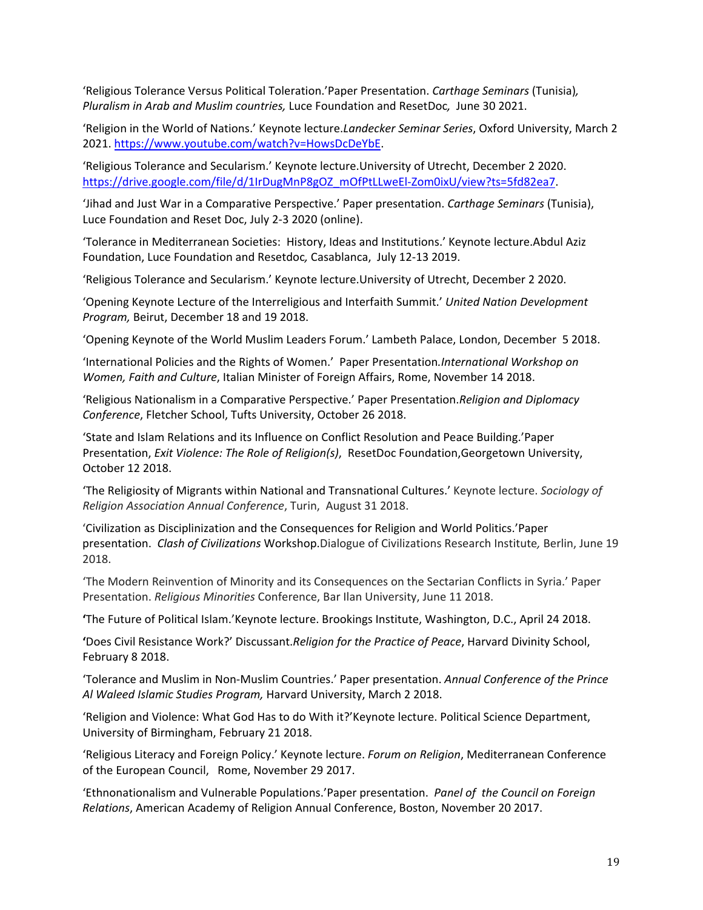'Religious Tolerance Versus Political Toleration.'Paper Presentation. *Carthage Seminars* (Tunisia)*, Pluralism in Arab and Muslim countries,* Luce Foundation and ResetDoc*,* June 30 2021.

'Religion in the World of Nations.' Keynote lecture.*Landecker Seminar Series*, Oxford University, March 2 2021. https://www.youtube.com/watch?v=HowsDcDeYbE.

'Religious Tolerance and Secularism.' Keynote lecture.University of Utrecht, December 2 2020. https://drive.google.com/file/d/1IrDugMnP8gOZ_mOfPtLLweEl-Zom0ixU/view?ts=5fd82ea7.

'Jihad and Just War in a Comparative Perspective.' Paper presentation. *Carthage Seminars* (Tunisia), Luce Foundation and Reset Doc, July 2-3 2020 (online).

'Tolerance in Mediterranean Societies: History, Ideas and Institutions.' Keynote lecture.Abdul Aziz Foundation, Luce Foundation and Resetdoc*,* Casablanca, July 12-13 2019.

'Religious Tolerance and Secularism.' Keynote lecture.University of Utrecht, December 2 2020.

'Opening Keynote Lecture of the Interreligious and Interfaith Summit.' *United Nation Development Program,* Beirut, December 18 and 19 2018.

'Opening Keynote of the World Muslim Leaders Forum.' Lambeth Palace, London, December 5 2018.

'International Policies and the Rights of Women.' Paper Presentation*.International Workshop on Women, Faith and Culture*, Italian Minister of Foreign Affairs, Rome, November 14 2018.

'Religious Nationalism in a Comparative Perspective.' Paper Presentation.*Religion and Diplomacy Conference*, Fletcher School, Tufts University, October 26 2018.

'State and Islam Relations and its Influence on Conflict Resolution and Peace Building.'Paper Presentation, *Exit Violence: The Role of Religion(s)*, ResetDoc Foundation,Georgetown University, October 12 2018.

'The Religiosity of Migrants within National and Transnational Cultures.' Keynote lecture. *Sociology of Religion Association Annual Conference*, Turin, August 31 2018.

'Civilization as Disciplinization and the Consequences for Religion and World Politics.'Paper presentation. *Clash of Civilizations* Workshop.Dialogue of Civilizations Research Institute*,* Berlin, June 19 2018.

'The Modern Reinvention of Minority and its Consequences on the Sectarian Conflicts in Syria.' Paper Presentation. *Religious Minorities* Conference, Bar Ilan University, June 11 2018.

**'**The Future of Political Islam.'Keynote lecture. Brookings Institute, Washington, D.C., April 24 2018.

**'**Does Civil Resistance Work?' Discussant.*Religion for the Practice of Peace*, Harvard Divinity School, February 8 2018.

'Tolerance and Muslim in Non-Muslim Countries.' Paper presentation. *Annual Conference of the Prince Al Waleed Islamic Studies Program,* Harvard University, March 2 2018.

'Religion and Violence: What God Has to do With it?'Keynote lecture. Political Science Department, University of Birmingham, February 21 2018.

'Religious Literacy and Foreign Policy.' Keynote lecture. *Forum on Religion*, Mediterranean Conference of the European Council, Rome, November 29 2017.

'Ethnonationalism and Vulnerable Populations.'Paper presentation. *Panel of the Council on Foreign Relations*, American Academy of Religion Annual Conference, Boston, November 20 2017.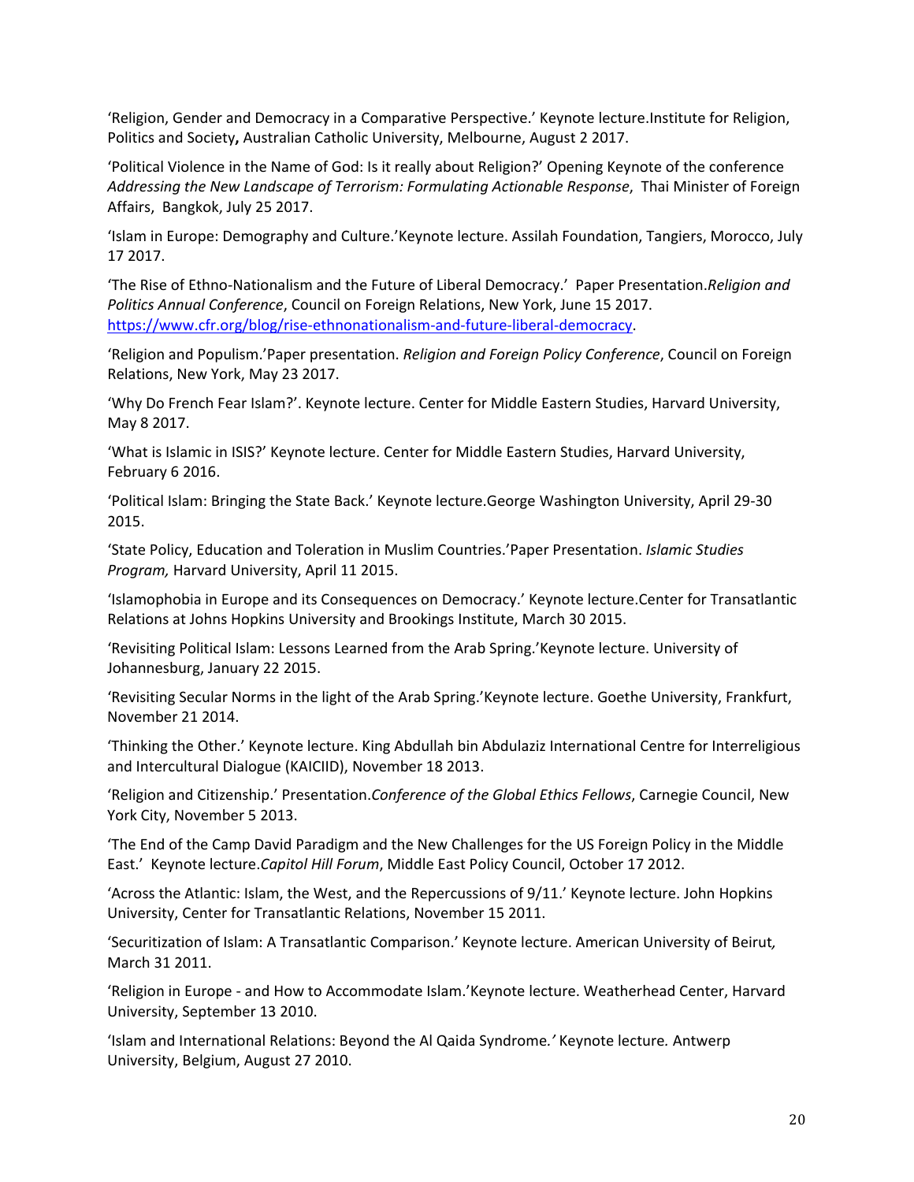'Religion, Gender and Democracy in a Comparative Perspective.' Keynote lecture.Institute for Religion, Politics and Society**,** Australian Catholic University, Melbourne, August 2 2017.

'Political Violence in the Name of God: Is it really about Religion?' Opening Keynote of the conference *Addressing the New Landscape of Terrorism: Formulating Actionable Response*, Thai Minister of Foreign Affairs, Bangkok, July 25 2017.

'Islam in Europe: Demography and Culture.'Keynote lecture. Assilah Foundation, Tangiers, Morocco, July 17 2017.

'The Rise of Ethno-Nationalism and the Future of Liberal Democracy.' Paper Presentation.*Religion and Politics Annual Conference*, Council on Foreign Relations, New York, June 15 2017. https://www.cfr.org/blog/rise-ethnonationalism-and-future-liberal-democracy.

'Religion and Populism.'Paper presentation. *Religion and Foreign Policy Conference*, Council on Foreign Relations, New York, May 23 2017.

'Why Do French Fear Islam?'. Keynote lecture. Center for Middle Eastern Studies, Harvard University, May 8 2017.

'What is Islamic in ISIS?' Keynote lecture. Center for Middle Eastern Studies, Harvard University, February 6 2016.

'Political Islam: Bringing the State Back.' Keynote lecture.George Washington University, April 29-30 2015.

'State Policy, Education and Toleration in Muslim Countries.'Paper Presentation. *Islamic Studies Program,* Harvard University, April 11 2015.

'Islamophobia in Europe and its Consequences on Democracy.' Keynote lecture.Center for Transatlantic Relations at Johns Hopkins University and Brookings Institute, March 30 2015.

'Revisiting Political Islam: Lessons Learned from the Arab Spring.'Keynote lecture. University of Johannesburg, January 22 2015.

'Revisiting Secular Norms in the light of the Arab Spring.'Keynote lecture. Goethe University, Frankfurt, November 21 2014.

'Thinking the Other.' Keynote lecture. King Abdullah bin Abdulaziz International Centre for Interreligious and Intercultural Dialogue (KAICIID), November 18 2013.

'Religion and Citizenship.' Presentation.*Conference of the Global Ethics Fellows*, Carnegie Council, New York City, November 5 2013.

'The End of the Camp David Paradigm and the New Challenges for the US Foreign Policy in the Middle East.' Keynote lecture.*Capitol Hill Forum*, Middle East Policy Council, October 17 2012.

'Across the Atlantic: Islam, the West, and the Repercussions of 9/11.' Keynote lecture. John Hopkins University, Center for Transatlantic Relations, November 15 2011.

'Securitization of Islam: A Transatlantic Comparison.' Keynote lecture. American University of Beirut*,* March 31 2011.

'Religion in Europe - and How to Accommodate Islam.'Keynote lecture. Weatherhead Center, Harvard University, September 13 2010.

'Islam and International Relations: Beyond the Al Qaida Syndrome*.'* Keynote lecture*.* Antwerp University, Belgium, August 27 2010.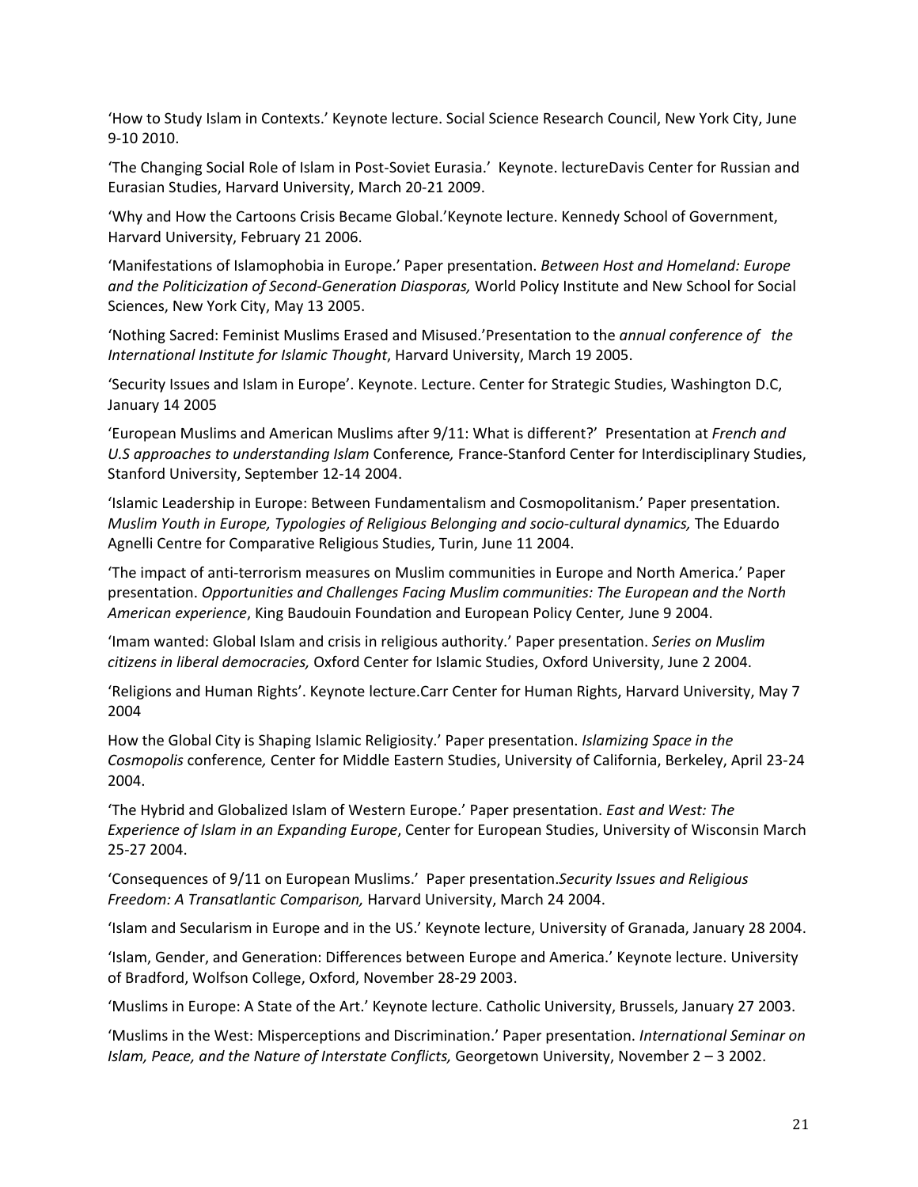'How to Study Islam in Contexts.' Keynote lecture. Social Science Research Council, New York City, June 9-10 2010.

'The Changing Social Role of Islam in Post-Soviet Eurasia.'  Keynote. lectureDavis Center for Russian and Eurasian Studies, Harvard University, March 20-21 2009.

'Why and How the Cartoons Crisis Became Global.'Keynote lecture. Kennedy School of Government, Harvard University, February 21 2006.

'Manifestations of Islamophobia in Europe.' Paper presentation. *Between Host and Homeland: Europe and the Politicization of Second-Generation Diasporas,* World Policy Institute and New School for Social Sciences, New York City, May 13 2005.

'Nothing Sacred: Feminist Muslims Erased and Misused.'Presentation to the *annual conference of the International Institute for Islamic Thought*, Harvard University, March 19 2005.

'Security Issues and Islam in Europe'. Keynote. Lecture. Center for Strategic Studies, Washington D.C, January 14 2005

'European Muslims and American Muslims after 9/11: What is different?'  Presentation at *French and U.S approaches to understanding Islam* Conference*,* France-Stanford Center for Interdisciplinary Studies, Stanford University, September 12-14 2004.

'Islamic Leadership in Europe: Between Fundamentalism and Cosmopolitanism.' Paper presentation. *Muslim Youth in Europe, Typologies of Religious Belonging and socio-cultural dynamics,* The Eduardo Agnelli Centre for Comparative Religious Studies, Turin, June 11 2004.

'The impact of anti-terrorism measures on Muslim communities in Europe and North America.' Paper presentation. *Opportunities and Challenges Facing Muslim communities: The European and the North American experience*, King Baudouin Foundation and European Policy Center*,* June 9 2004.

'Imam wanted: Global Islam and crisis in religious authority.' Paper presentation. *Series on Muslim citizens in liberal democracies,* Oxford Center for Islamic Studies, Oxford University, June 2 2004.

'Religions and Human Rights'. Keynote lecture.Carr Center for Human Rights, Harvard University, May 7 2004

How the Global City is Shaping Islamic Religiosity.' Paper presentation. *Islamizing Space in the Cosmopolis* conference*,* Center for Middle Eastern Studies, University of California, Berkeley, April 23-24 2004.

'The Hybrid and Globalized Islam of Western Europe.' Paper presentation. *East and West: The Experience of Islam in an Expanding Europe*, Center for European Studies, University of Wisconsin March 25-27 2004.

'Consequences of 9/11 on European Muslims.'  Paper presentation.*Security Issues and Religious Freedom: A Transatlantic Comparison,* Harvard University, March 24 2004.

'Islam and Secularism in Europe and in the US.' Keynote lecture, University of Granada, January 28 2004.

'Islam, Gender, and Generation: Differences between Europe and America.' Keynote lecture. University of Bradford, Wolfson College, Oxford, November 28-29 2003.

'Muslims in Europe: A State of the Art.' Keynote lecture. Catholic University, Brussels, January 27 2003.

'Muslims in the West: Misperceptions and Discrimination.' Paper presentation. *International Seminar on Islam, Peace, and the Nature of Interstate Conflicts,* Georgetown University, November 2 – 3 2002.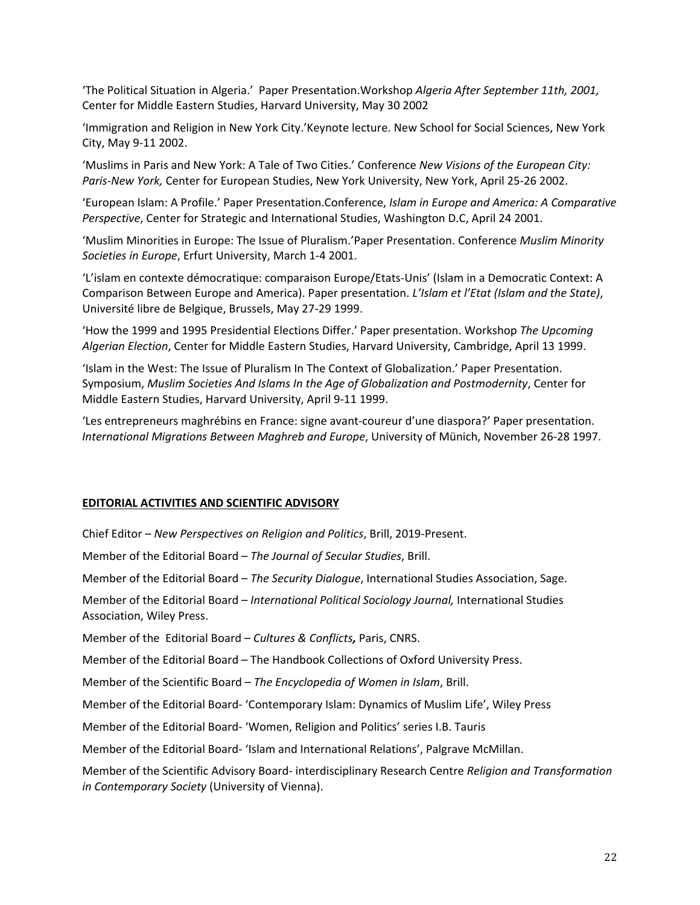'The Political Situation in Algeria.' Paper Presentation.Workshop *Algeria After September 11th, 2001,* Center for Middle Eastern Studies, Harvard University, May 30 2002

'Immigration and Religion in New York City.'Keynote lecture. New School for Social Sciences, New York City, May 9-11 2002.

'Muslims in Paris and New York: A Tale of Two Cities.' Conference *New Visions of the European City: Paris-New York,* Center for European Studies, New York University, New York, April 25-26 2002.

'European Islam: A Profile.' Paper Presentation.Conference, *Islam in Europe and America: A Comparative Perspective*, Center for Strategic and International Studies, Washington D.C, April 24 2001.

'Muslim Minorities in Europe: The Issue of Pluralism.'Paper Presentation. Conference *Muslim Minority Societies in Europe*, Erfurt University, March 1-4 2001.

'L'islam en contexte démocratique: comparaison Europe/Etats-Unis' (Islam in a Democratic Context: A Comparison Between Europe and America). Paper presentation. *L'Islam et l'Etat (Islam and the State)*, Université libre de Belgique, Brussels, May 27-29 1999.

'How the 1999 and 1995 Presidential Elections Differ.' Paper presentation. Workshop *The Upcoming Algerian Election*, Center for Middle Eastern Studies, Harvard University, Cambridge, April 13 1999.

'Islam in the West: The Issue of Pluralism In The Context of Globalization.' Paper Presentation. Symposium, *Muslim Societies And Islams In the Age of Globalization and Postmodernity*, Center for Middle Eastern Studies, Harvard University, April 9-11 1999.

'Les entrepreneurs maghrébins en France: signe avant-coureur d'une diaspora?' Paper presentation. *International Migrations Between Maghreb and Europe*, University of Münich, November 26-28 1997.

## EDITORIAL ACTIVITIES AND SCIENTIFIC ADVISORY

Chief Editor – *New Perspectives on Religion and Politics*, Brill, 2019-Present.

Member of the Editorial Board – *The Journal of Secular Studies*, Brill.

Member of the Editorial Board – *The Security Dialogue*, International Studies Association, Sage.

Member of the Editorial Board – *International Political Sociology Journal,* International Studies Association, Wiley Press.

Member of the Editorial Board – *Cultures & Conflicts***,** Paris, CNRS.

Member of the Editorial Board – The Handbook Collections of Oxford University Press.

Member of the Scientific Board – *The Encyclopedia of Women in Islam*, Brill.

Member of the Editorial Board- 'Contemporary Islam: Dynamics of Muslim Life', Wiley Press

Member of the Editorial Board- 'Women, Religion and Politics' series I.B. Tauris

Member of the Editorial Board- 'Islam and International Relations', Palgrave McMillan.

Member of the Scientific Advisory Board- interdisciplinary Research Centre *Religion and Transformation in Contemporary Society* (University of Vienna).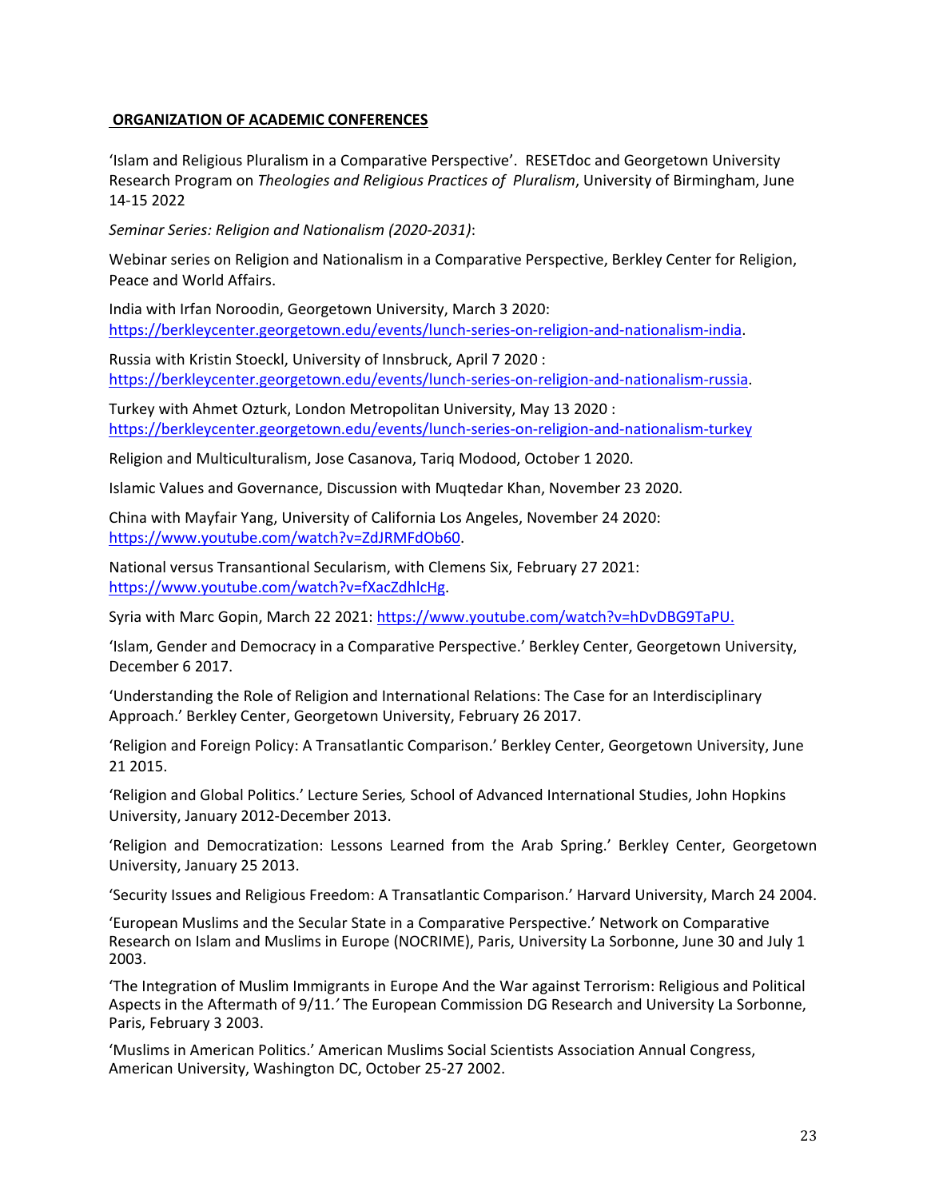**ORGANIZATION OF ACADEMIC CONFERENCES**

'Islam and Religious Pluralism in a Comparative Perspective'. RESETdoc and Georgetown University Research Program on *Theologies and Religious Practices of Pluralism*, University of Birmingham, June 14-15 2022

*Seminar Series: Religion and Nationalism (2020-2031)*:

Webinar series on Religion and Nationalism in a Comparative Perspective, Berkley Center for Religion, Peace and World Affairs.

India with Irfan Noroodin, Georgetown University, March 3 2020: https://berkleycenter.georgetown.edu/events/lunch-series-on-religion-and-nationalism-india.

Russia with Kristin Stoeckl, University of Innsbruck, April 7 2020 : https://berkleycenter.georgetown.edu/events/lunch-series-on-religion-and-nationalism-russia.

Turkey with Ahmet Ozturk, London Metropolitan University, May 13 2020 : https://berkleycenter.georgetown.edu/events/lunch-series-on-religion-and-nationalism-turkey

Religion and Multiculturalism, Jose Casanova, Tariq Modood, October 1 2020.

Islamic Values and Governance, Discussion with Muqtedar Khan, November 23 2020.

China with Mayfair Yang, University of California Los Angeles, November 24 2020: https://www.youtube.com/watch?v=ZdJRMFdOb60.

National versus Transantional Secularism, with Clemens Six, February 27 2021: https://www.youtube.com/watch?v=fXacZdhlcHg.

Syria with Marc Gopin, March 22 2021: https://www.youtube.com/watch?v=hDvDBG9TaPU.

'Islam, Gender and Democracy in a Comparative Perspective.' Berkley Center, Georgetown University, December 6 2017.

'Understanding the Role of Religion and International Relations: The Case for an Interdisciplinary Approach.' Berkley Center, Georgetown University, February 26 2017.

'Religion and Foreign Policy: A Transatlantic Comparison.' Berkley Center, Georgetown University, June 21 2015.

'Religion and Global Politics.' Lecture Series*,* School of Advanced International Studies, John Hopkins University, January 2012-December 2013.

'Religion and Democratization: Lessons Learned from the Arab Spring.' Berkley Center, Georgetown University, January 25 2013.

'Security Issues and Religious Freedom: A Transatlantic Comparison.' Harvard University, March 24 2004.

'European Muslims and the Secular State in a Comparative Perspective.' Network on Comparative Research on Islam and Muslims in Europe (NOCRIME), Paris, University La Sorbonne, June 30 and July 1 2003.

'The Integration of Muslim Immigrants in Europe And the War against Terrorism: Religious and Political Aspects in the Aftermath of 9/11.*'* The European Commission DG Research and University La Sorbonne, Paris, February 3 2003.

'Muslims in American Politics.' American Muslims Social Scientists Association Annual Congress, American University, Washington DC, October 25-27 2002.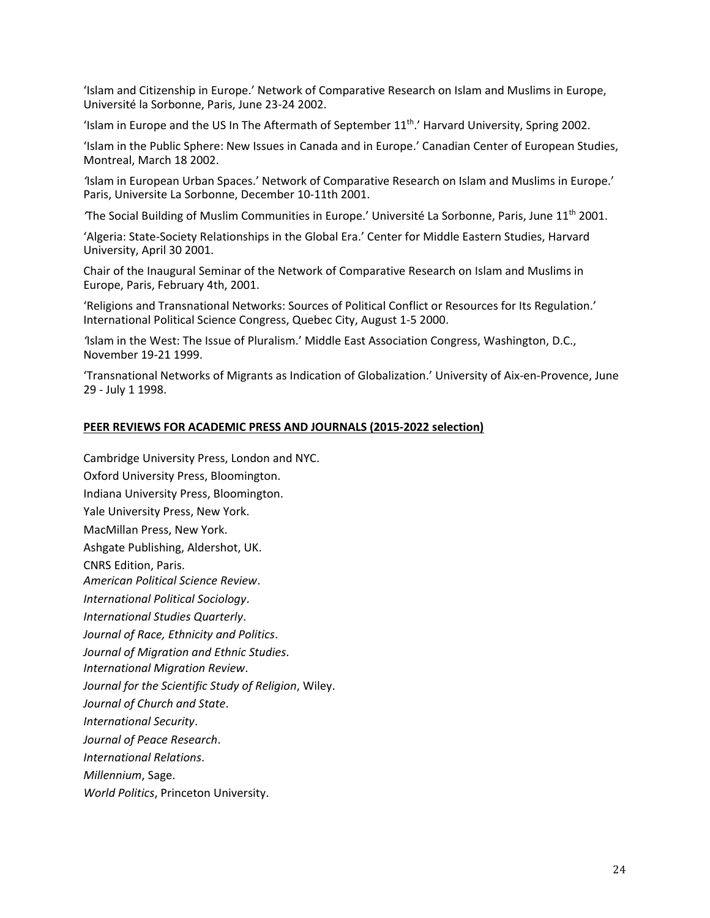'Islam and Citizenship in Europe.' Network of Comparative Research on Islam and Muslims in Europe, Université la Sorbonne, Paris, June 23-24 2002.

'Islam in Europe and the US In The Aftermath of September 11th.' Harvard University, Spring 2002.

'Islam in the Public Sphere: New Issues in Canada and in Europe.' Canadian Center of European Studies, Montreal, March 18 2002.

'Islam in European Urban Spaces.' Network of Comparative Research on Islam and Muslims in Europe.' Paris, Universite La Sorbonne, December 10-11th 2001.

'The Social Building of Muslim Communities in Europe.' Université La Sorbonne, Paris, June 11th 2001.

'Algeria: State-Society Relationships in the Global Era.' Center for Middle Eastern Studies, Harvard University, April 30 2001.

Chair of the Inaugural Seminar of the Network of Comparative Research on Islam and Muslims in Europe, Paris, February 4th, 2001.

'Religions and Transnational Networks: Sources of Political Conflict or Resources for Its Regulation.' International Political Science Congress, Quebec City, August 1-5 2000.

'Islam in the West: The Issue of Pluralism.' Middle East Association Congress, Washington, D.C., November 19-21 1999.

'Transnational Networks of Migrants as Indication of Globalization.' University of Aix-en-Provence, June 29 - July 1 1998.

**PEER REVIEWS FOR ACADEMIC PRESS AND JOURNALS (2015-2022 selection)**

Cambridge University Press, London and NYC.

Oxford University Press, Bloomington.

Indiana University Press, Bloomington.

Yale University Press, New York.

MacMillan Press, New York.

Ashgate Publishing, Aldershot, UK.

CNRS Edition, Paris.

*American Political Science Review*.

*International Political Sociology*.

*International Studies Quarterly*.

*Journal of Race, Ethnicity and Politics*.

*Journal of Migration and Ethnic Studies*.

*International Migration Review*.

*Journal for the Scientific Study of Religion*, Wiley.

*Journal of Church and State*.

*International Security*.

*Journal of Peace Research*.

*International Relations*.

*Millennium*, Sage.

*World Politics*, Princeton University.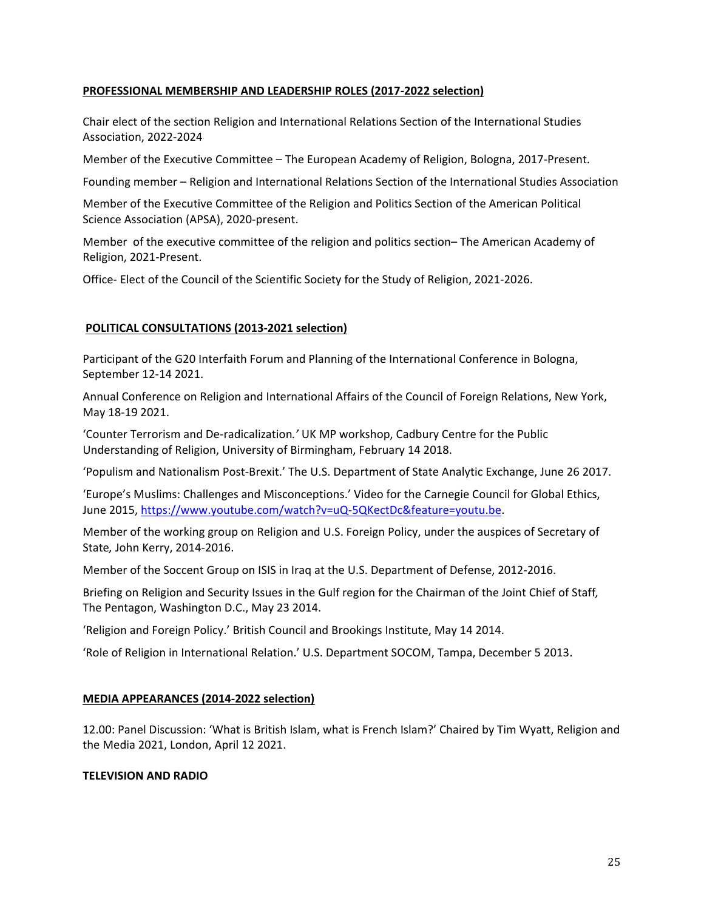## PROFESSIONAL MEMBERSHIP AND LEADERSHIP ROLES (2017-2022 selection)

Chair elect of the section Religion and International Relations Section of the International Studies Association, 2022-2024

Member of the Executive Committee – The European Academy of Religion, Bologna, 2017-Present.

Founding member – Religion and International Relations Section of the International Studies Association

Member of the Executive Committee of the Religion and Politics Section of the American Political Science Association (APSA), 2020-present.

Member of the executive committee of the religion and politics section– The American Academy of Religion, 2021-Present.

Office- Elect of the Council of the Scientific Society for the Study of Religion, 2021-2026.

## POLITICAL CONSULTATIONS (2013-2021 selection)

Participant of the G20 Interfaith Forum and Planning of the International Conference in Bologna, September 12-14 2021.

Annual Conference on Religion and International Affairs of the Council of Foreign Relations, New York, May 18-19 2021.

'Counter Terrorism and De-radicalization*.'* UK MP workshop, Cadbury Centre for the Public Understanding of Religion, University of Birmingham, February 14 2018.

'Populism and Nationalism Post-Brexit.' The U.S. Department of State Analytic Exchange, June 26 2017.

'Europe's Muslims: Challenges and Misconceptions.' Video for the Carnegie Council for Global Ethics, June 2015, https://www.youtube.com/watch?v=uQ-5QKectDc&feature=youtu.be.

Member of the working group on Religion and U.S. Foreign Policy, under the auspices of Secretary of State*,* John Kerry, 2014-2016.

Member of the Soccent Group on ISIS in Iraq at the U.S. Department of Defense, 2012-2016.

Briefing on Religion and Security Issues in the Gulf region for the Chairman of the Joint Chief of Staff*,* The Pentagon, Washington D.C., May 23 2014.

'Religion and Foreign Policy.' British Council and Brookings Institute, May 14 2014.

'Role of Religion in International Relation.' U.S. Department SOCOM, Tampa, December 5 2013.

## MEDIA APPEARANCES (2014-2022 selection)

12.00: Panel Discussion: 'What is British Islam, what is French Islam?' Chaired by Tim Wyatt, Religion and the Media 2021, London, April 12 2021.

### TELEVISION AND RADIO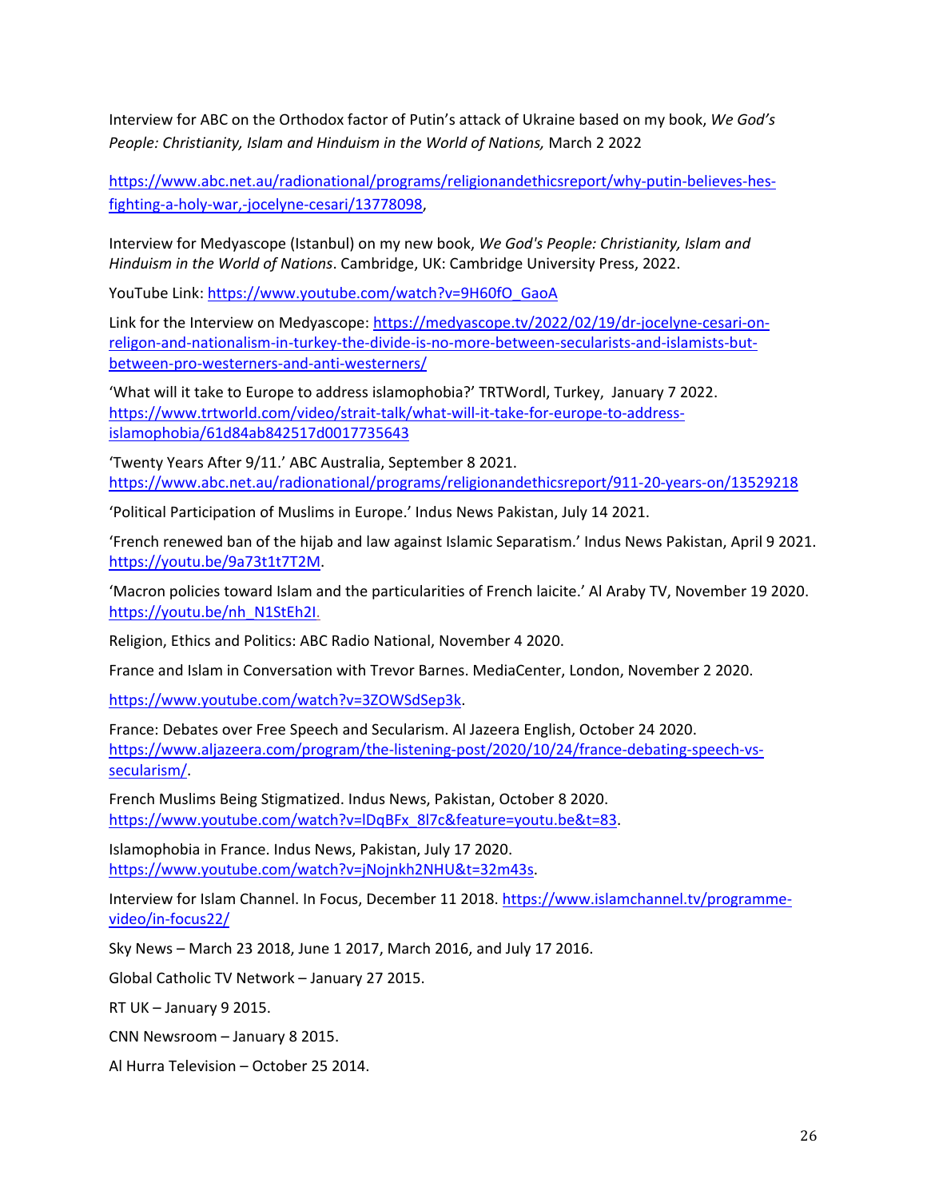Interview for ABC on the Orthodox factor of Putin's attack of Ukraine based on my book, *We God's People: Christianity, Islam and Hinduism in the World of Nations,* March 2 2022

https://www.abc.net.au/radionational/programs/religionandethicsreport/why-putin-believes-hes-fighting-a-holy-war,-jocelyne-cesari/13778098,

Interview for Medyascope (Istanbul) on my new book, *We God's People: Christianity, Islam and Hinduism in the World of Nations*. Cambridge, UK: Cambridge University Press, 2022.

YouTube Link: https://www.youtube.com/watch?v=9H60fO_GaoA

Link for the Interview on Medyascope: https://medyascope.tv/2022/02/19/dr-jocelyne-cesari-on-religon-and-nationalism-in-turkey-the-divide-is-no-more-between-secularists-and-islamists-but-between-pro-westerners-and-anti-westerners/

'What will it take to Europe to address islamophobia?' TRTWordl, Turkey, January 7 2022. https://www.trtworld.com/video/strait-talk/what-will-it-take-for-europe-to-address-islamophobia/61d84ab842517d0017735643

'Twenty Years After 9/11.' ABC Australia, September 8 2021. https://www.abc.net.au/radionational/programs/religionandethicsreport/911-20-years-on/13529218

'Political Participation of Muslims in Europe.' Indus News Pakistan, July 14 2021.

'French renewed ban of the hijab and law against Islamic Separatism.' Indus News Pakistan, April 9 2021. https://youtu.be/9a73t1t7T2M.

'Macron policies toward Islam and the particularities of French laicite.' Al Araby TV, November 19 2020. https://youtu.be/nh_N1StEh2I.

Religion, Ethics and Politics: ABC Radio National, November 4 2020.

France and Islam in Conversation with Trevor Barnes. MediaCenter, London, November 2 2020.

https://www.youtube.com/watch?v=3ZOWSdSep3k.

France: Debates over Free Speech and Secularism. Al Jazeera English, October 24 2020. https://www.aljazeera.com/program/the-listening-post/2020/10/24/france-debating-speech-vs-secularism/.

French Muslims Being Stigmatized. Indus News, Pakistan, October 8 2020. https://www.youtube.com/watch?v=lDqBFx_8l7c&feature=youtu.be&t=83.

Islamophobia in France. Indus News, Pakistan, July 17 2020. https://www.youtube.com/watch?v=jNojnkh2NHU&t=32m43s.

Interview for Islam Channel. In Focus, December 11 2018. https://www.islamchannel.tv/programme-video/in-focus22/

Sky News – March 23 2018, June 1 2017, March 2016, and July 17 2016.

Global Catholic TV Network – January 27 2015.

RT UK – January 9 2015.

CNN Newsroom – January 8 2015.

Al Hurra Television – October 25 2014.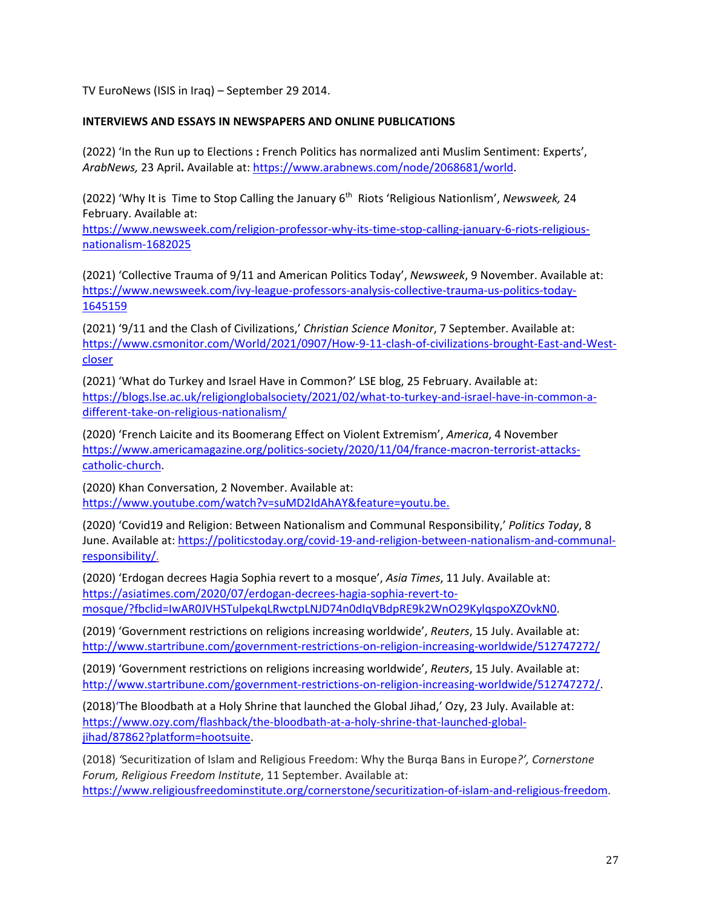TV EuroNews (ISIS in Iraq) – September 29 2014.

**INTERVIEWS AND ESSAYS IN NEWSPAPERS AND ONLINE PUBLICATIONS**

(2022) 'In the Run up to Elections **:** French Politics has normalized anti Muslim Sentiment: Experts', *ArabNews,* 23 April**.** Available at: https://www.arabnews.com/node/2068681/world.

(2022) 'Why It is  Time to Stop Calling the January 6th  Riots 'Religious Nationlism', *Newsweek,* 24 February. Available at:
https://www.newsweek.com/religion-professor-why-its-time-stop-calling-january-6-riots-religious-nationalism-1682025

(2021) 'Collective Trauma of 9/11 and American Politics Today', *Newsweek*, 9 November. Available at: https://www.newsweek.com/ivy-league-professors-analysis-collective-trauma-us-politics-today-1645159

(2021) '9/11 and the Clash of Civilizations,' *Christian Science Monitor*, 7 September. Available at: https://www.csmonitor.com/World/2021/0907/How-9-11-clash-of-civilizations-brought-East-and-West-closer

(2021) 'What do Turkey and Israel Have in Common?' LSE blog, 25 February. Available at: https://blogs.lse.ac.uk/religionglobalsociety/2021/02/what-to-turkey-and-israel-have-in-common-a-different-take-on-religious-nationalism/

(2020) 'French Laicite and its Boomerang Effect on Violent Extremism', *America*, 4 November https://www.americamagazine.org/politics-society/2020/11/04/france-macron-terrorist-attacks-catholic-church.

(2020) Khan Conversation, 2 November. Available at: https://www.youtube.com/watch?v=suMD2IdAhAY&feature=youtu.be.

(2020) 'Covid19 and Religion: Between Nationalism and Communal Responsibility,' *Politics Today*, 8 June. Available at: https://politicstoday.org/covid-19-and-religion-between-nationalism-and-communal-responsibility/.

(2020) 'Erdogan decrees Hagia Sophia revert to a mosque', *Asia Times*, 11 July. Available at: https://asiatimes.com/2020/07/erdogan-decrees-hagia-sophia-revert-to-mosque/?fbclid=IwAR0JVHSTulpekqLRwctpLNJD74n0dIqVBdpRE9k2WnO29KylqspoXZOvkN0.

(2019) 'Government restrictions on religions increasing worldwide', *Reuters*, 15 July. Available at: http://www.startribune.com/government-restrictions-on-religion-increasing-worldwide/512747272/

(2019) 'Government restrictions on religions increasing worldwide', *Reuters*, 15 July. Available at: http://www.startribune.com/government-restrictions-on-religion-increasing-worldwide/512747272/.

(2018)'The Bloodbath at a Holy Shrine that launched the Global Jihad,' Ozy, 23 July. Available at: https://www.ozy.com/flashback/the-bloodbath-at-a-holy-shrine-that-launched-global-jihad/87862?platform=hootsuite.

(2018) 'Securitization of Islam and Religious Freedom: Why the Burqa Bans in Europe*?', Cornerstone Forum, Religious Freedom Institute*, 11 September. Available at: https://www.religiousfreedominstitute.org/cornerstone/securitization-of-islam-and-religious-freedom.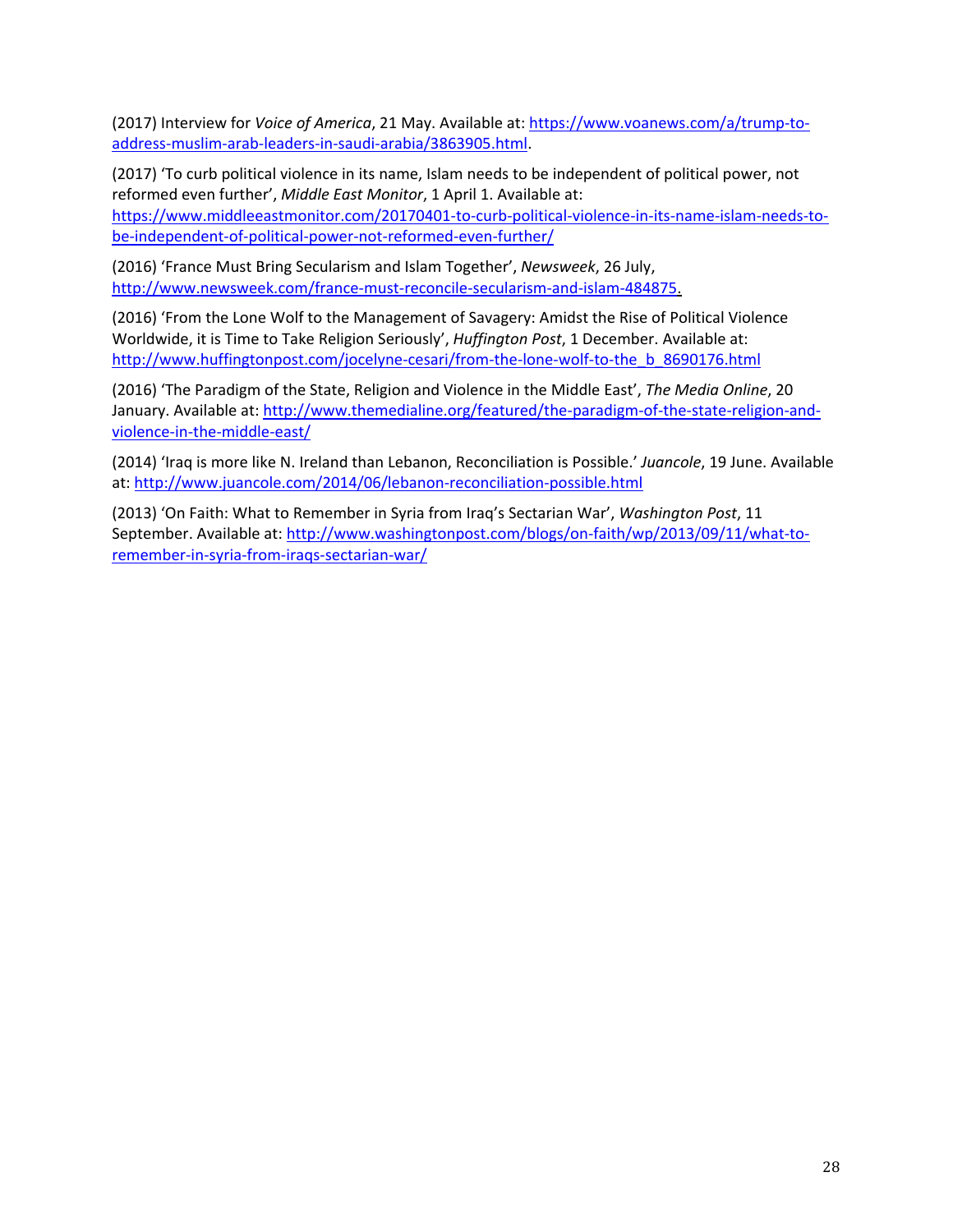(2017) Interview for *Voice of America*, 21 May. Available at: [https://www.voanews.com/a/trump-to-address-muslim-arab-leaders-in-saudi-arabia/3863905.html](https://www.voanews.com/a/trump-to-address-muslim-arab-leaders-in-saudi-arabia/3863905.html).

(2017) 'To curb political violence in its name, Islam needs to be independent of political power, not reformed even further', *Middle East Monitor*, 1 April 1. Available at: [https://www.middleeastmonitor.com/20170401-to-curb-political-violence-in-its-name-islam-needs-to-be-independent-of-political-power-not-reformed-even-further/](https://www.middleeastmonitor.com/20170401-to-curb-political-violence-in-its-name-islam-needs-to-be-independent-of-political-power-not-reformed-even-further/)

(2016) 'France Must Bring Secularism and Islam Together', *Newsweek*, 26 July, [http://www.newsweek.com/france-must-reconcile-secularism-and-islam-484875.](http://www.newsweek.com/france-must-reconcile-secularism-and-islam-484875)

(2016) 'From the Lone Wolf to the Management of Savagery: Amidst the Rise of Political Violence Worldwide, it is Time to Take Religion Seriously', *Huffington Post*, 1 December. Available at: [http://www.huffingtonpost.com/jocelyne-cesari/from-the-lone-wolf-to-the_b_8690176.html](http://www.huffingtonpost.com/jocelyne-cesari/from-the-lone-wolf-to-the_b_8690176.html)

(2016) 'The Paradigm of the State, Religion and Violence in the Middle East', *The Media Online*, 20 January. Available at: [http://www.themedialine.org/featured/the-paradigm-of-the-state-religion-and-violence-in-the-middle-east/](http://www.themedialine.org/featured/the-paradigm-of-the-state-religion-and-violence-in-the-middle-east/)

(2014) 'Iraq is more like N. Ireland than Lebanon, Reconciliation is Possible.' *Juancole*, 19 June. Available at: [http://www.juancole.com/2014/06/lebanon-reconciliation-possible.html](http://www.juancole.com/2014/06/lebanon-reconciliation-possible.html)

(2013) 'On Faith: What to Remember in Syria from Iraq's Sectarian War', *Washington Post*, 11 September. Available at: [http://www.washingtonpost.com/blogs/on-faith/wp/2013/09/11/what-to-remember-in-syria-from-iraqs-sectarian-war/](http://www.washingtonpost.com/blogs/on-faith/wp/2013/09/11/what-to-remember-in-syria-from-iraqs-sectarian-war/)